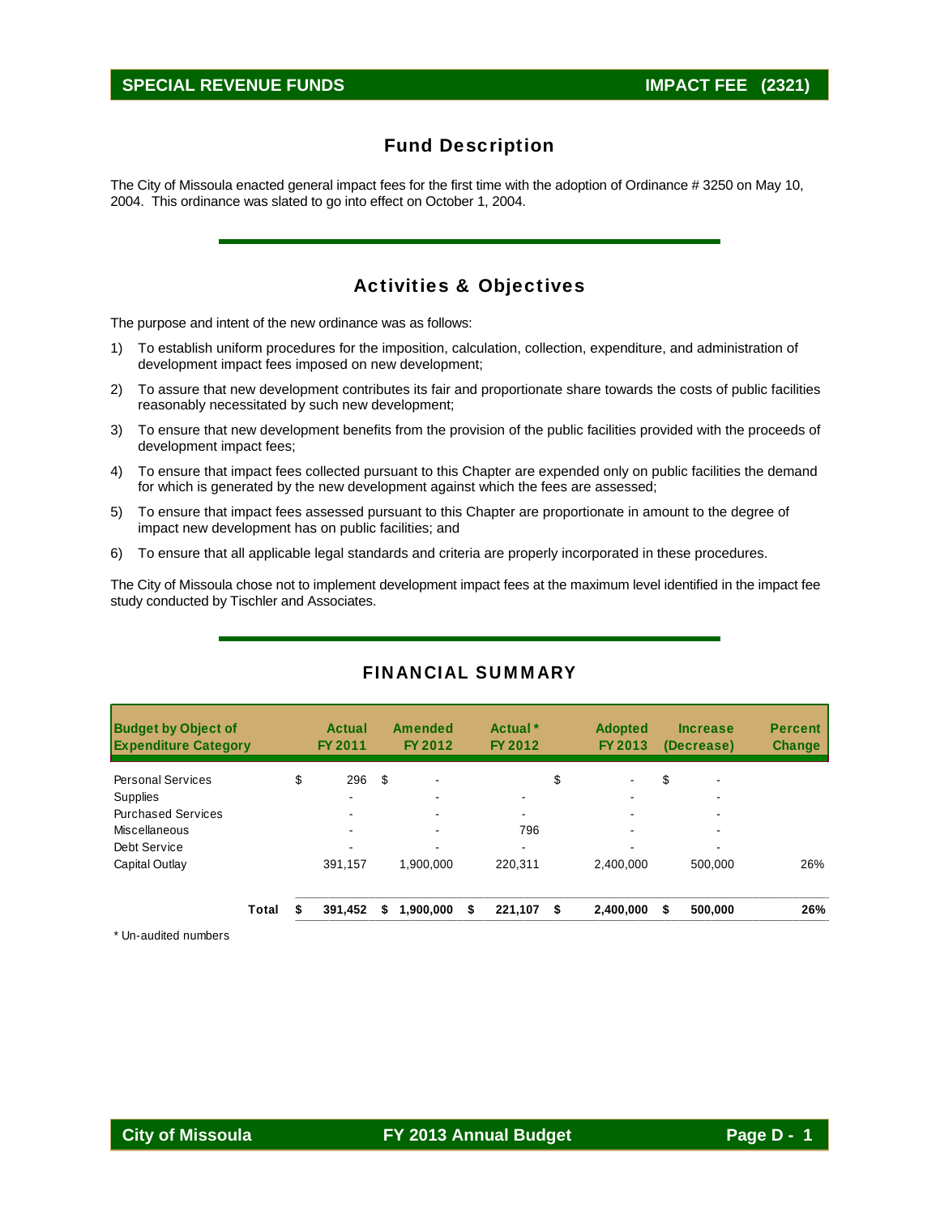## SPECIAL REVENUE FUNDS — IMPACT FEE (2321)

## Fund Description

The City of Missoula enacted general impact fees for the first time with the adoption of Ordinance # 3250 on May 10, 2004. This ordinance was slated to go into effect on October 1, 2004.

## Activities & Objectives

The purpose and intent of the new ordinance was as follows:

1) To establish uniform procedures for the imposition, calculation, collection, expenditure, and administration of development impact fees imposed on new development;
2) To assure that new development contributes its fair and proportionate share towards the costs of public facilities reasonably necessitated by such new development;
3) To ensure that new development benefits from the provision of the public facilities provided with the proceeds of development impact fees;
4) To ensure that impact fees collected pursuant to this Chapter are expended only on public facilities the demand for which is generated by the new development against which the fees are assessed;
5) To ensure that impact fees assessed pursuant to this Chapter are proportionate in amount to the degree of impact new development has on public facilities; and
6) To ensure that all applicable legal standards and criteria are properly incorporated in these procedures.

The City of Missoula chose not to implement development impact fees at the maximum level identified in the impact fee study conducted by Tischler and Associates.

## FINANCIAL SUMMARY

| Budget by Object of Expenditure Category | Actual FY 2011 | Amended FY 2012 | Actual * FY 2012 | Adopted FY 2013 | Increase (Decrease) | Percent Change |
|---|---|---|---|---|---|---|
| Personal Services | $ 296 | $ - | | $ - | $ - | |
| Supplies | - | - | - | - | - | |
| Purchased Services | - | - | - | - | - | |
| Miscellaneous | - | - | 796 | - | - | |
| Debt Service | - | - | - | - | - | |
| Capital Outlay | 391,157 | 1,900,000 | 220,311 | 2,400,000 | 500,000 | 26% |
| **Total** | **$ 391,452** | **$ 1,900,000** | **$ 221,107** | **$ 2,400,000** | **$ 500,000** | **26%** |

\* Un-audited numbers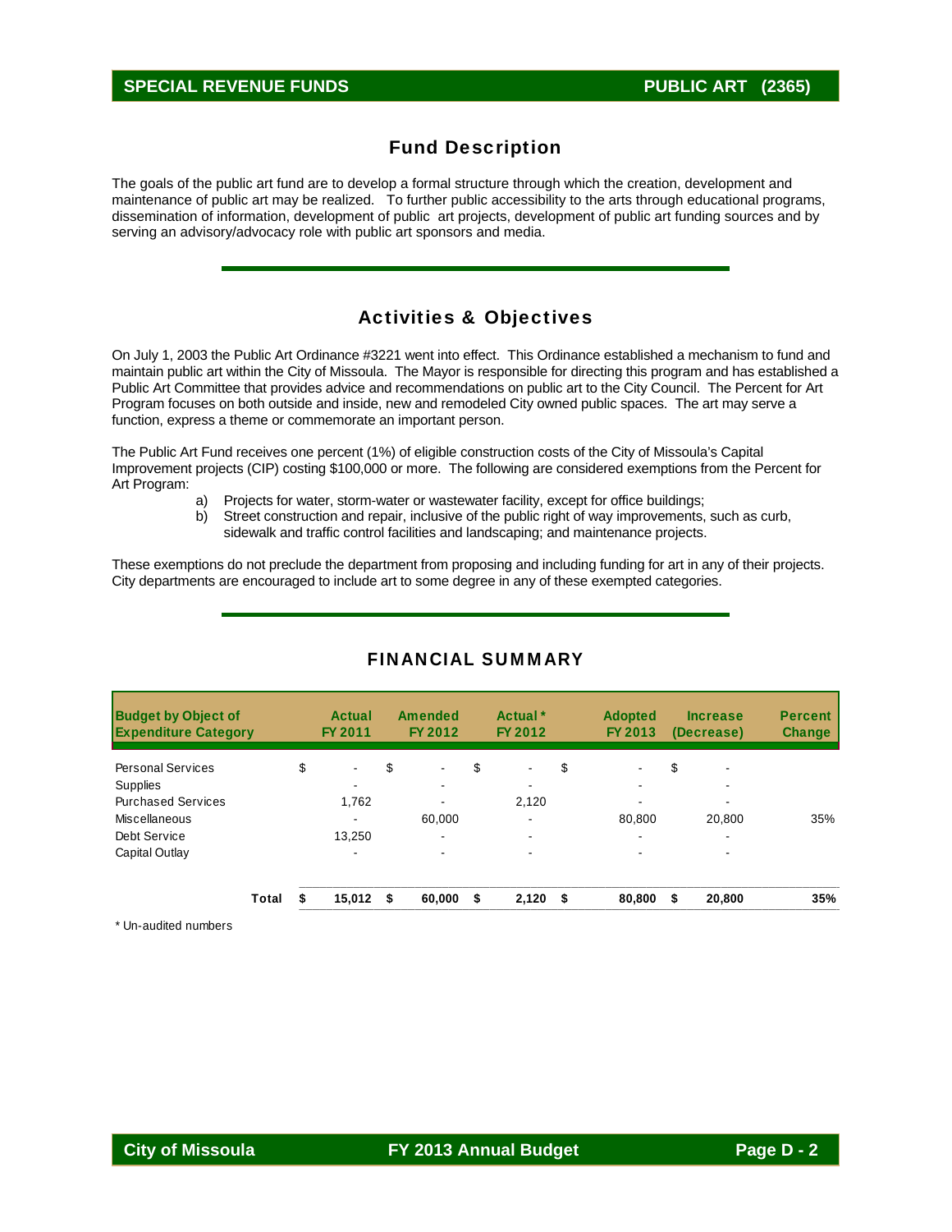## SPECIAL REVENUE FUNDS — PUBLIC ART (2365)

## Fund Description

The goals of the public art fund are to develop a formal structure through which the creation, development and maintenance of public art may be realized. To further public accessibility to the arts through educational programs, dissemination of information, development of public art projects, development of public art funding sources and by serving an advisory/advocacy role with public art sponsors and media.

## Activities & Objectives

On July 1, 2003 the Public Art Ordinance #3221 went into effect. This Ordinance established a mechanism to fund and maintain public art within the City of Missoula. The Mayor is responsible for directing this program and has established a Public Art Committee that provides advice and recommendations on public art to the City Council. The Percent for Art Program focuses on both outside and inside, new and remodeled City owned public spaces. The art may serve a function, express a theme or commemorate an important person.

The Public Art Fund receives one percent (1%) of eligible construction costs of the City of Missoula's Capital Improvement projects (CIP) costing $100,000 or more. The following are considered exemptions from the Percent for Art Program:

a) Projects for water, storm-water or wastewater facility, except for office buildings;
b) Street construction and repair, inclusive of the public right of way improvements, such as curb, sidewalk and traffic control facilities and landscaping; and maintenance projects.

These exemptions do not preclude the department from proposing and including funding for art in any of their projects. City departments are encouraged to include art to some degree in any of these exempted categories.

## FINANCIAL SUMMARY

| Budget by Object of Expenditure Category | Actual FY 2011 | Amended FY 2012 | Actual * FY 2012 | Adopted FY 2013 | Increase (Decrease) | Percent Change |
|---|---|---|---|---|---|---|
| Personal Services | $ - | $ - | $ - | $ - | $ - | |
| Supplies | - | - | - | - | - | |
| Purchased Services | 1,762 | - | 2,120 | - | - | |
| Miscellaneous | - | 60,000 | - | 80,800 | 20,800 | 35% |
| Debt Service | 13,250 | - | - | - | - | |
| Capital Outlay | - | - | - | - | - | |
| **Total** | **$ 15,012** | **$ 60,000** | **$ 2,120** | **$ 80,800** | **$ 20,800** | **35%** |

\* Un-audited numbers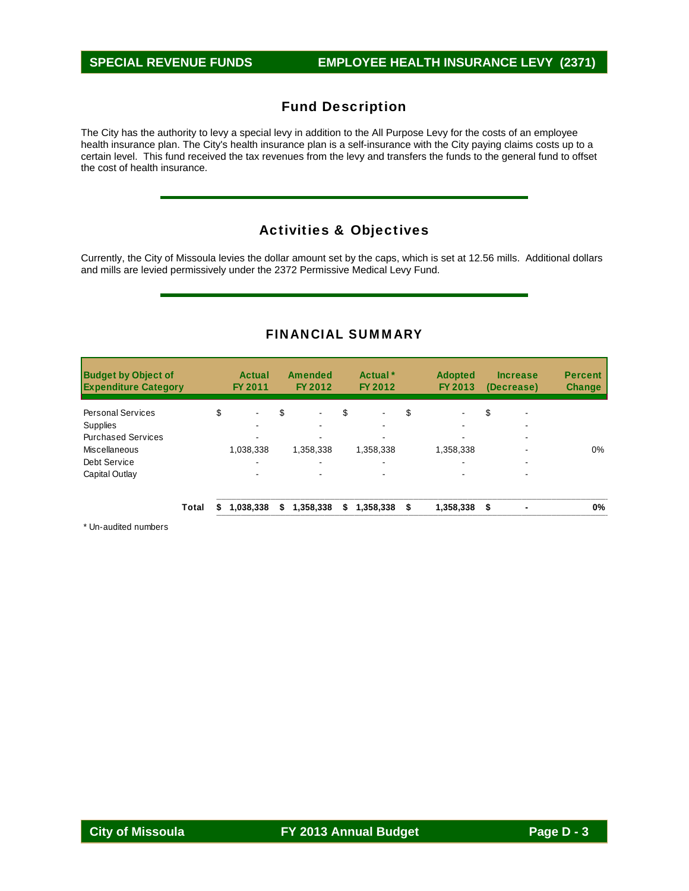SPECIAL REVENUE FUNDS — EMPLOYEE HEALTH INSURANCE LEVY (2371)

## Fund Description

The City has the authority to levy a special levy in addition to the All Purpose Levy for the costs of an employee health insurance plan. The City's health insurance plan is a self-insurance with the City paying claims costs up to a certain level. This fund received the tax revenues from the levy and transfers the funds to the general fund to offset the cost of health insurance.

## Activities & Objectives

Currently, the City of Missoula levies the dollar amount set by the caps, which is set at 12.56 mills. Additional dollars and mills are levied permissively under the 2372 Permissive Medical Levy Fund.

## FINANCIAL SUMMARY

| Budget by Object of Expenditure Category | Actual FY 2011 | Amended FY 2012 | Actual * FY 2012 | Adopted FY 2013 | Increase (Decrease) | Percent Change |
|---|---|---|---|---|---|---|
| Personal Services | $ - | $ - | $ - | $ - | $ - | |
| Supplies | - | - | - | - | - | |
| Purchased Services | - | - | - | - | - | |
| Miscellaneous | 1,038,338 | 1,358,338 | 1,358,338 | 1,358,338 | - | 0% |
| Debt Service | - | - | - | - | - | |
| Capital Outlay | - | - | - | - | - | |
| **Total** | **$ 1,038,338** | **$ 1,358,338** | **$ 1,358,338** | **$ 1,358,338** | **$ -** | **0%** |

\* Un-audited numbers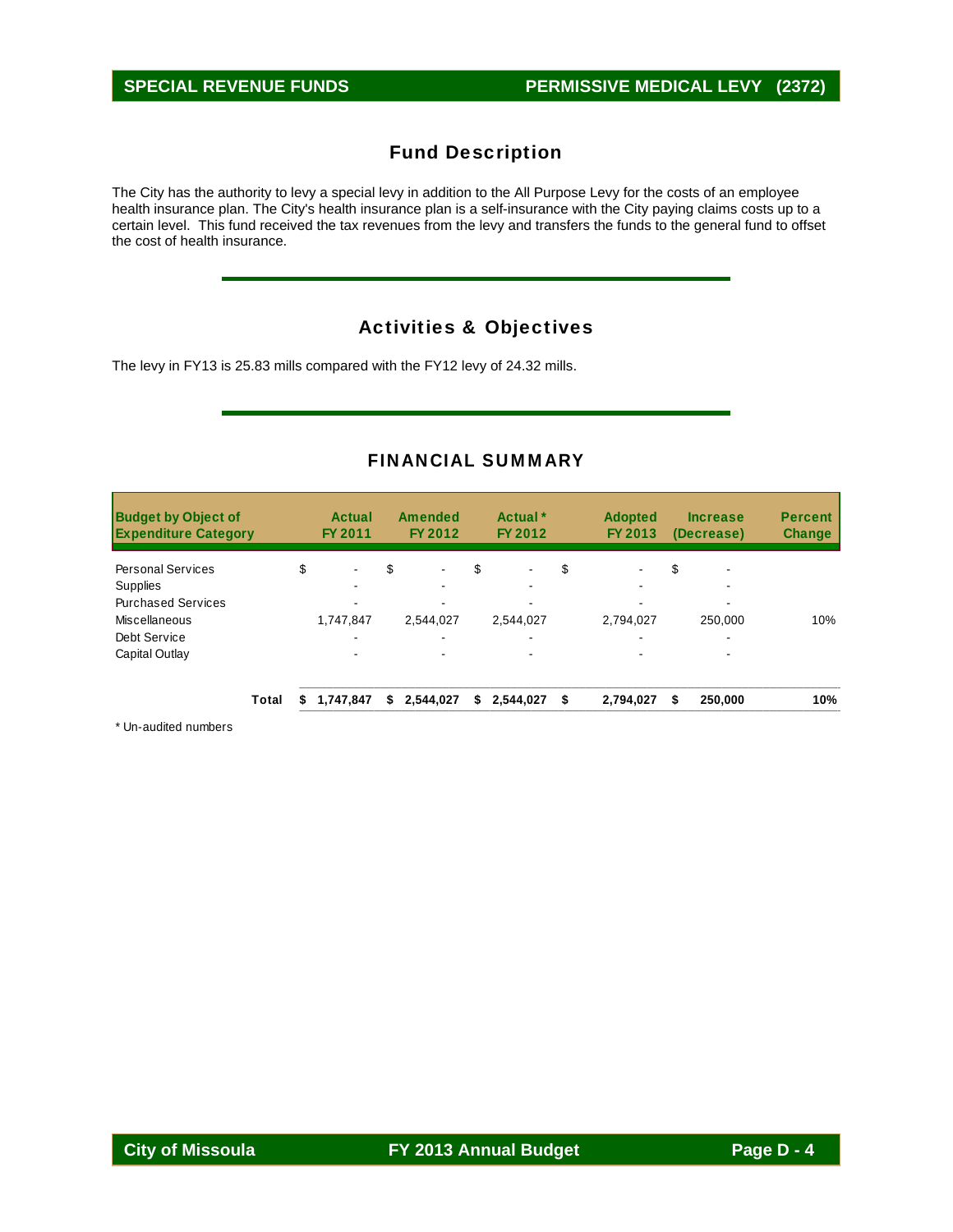SPECIAL REVENUE FUNDS | PERMISSIVE MEDICAL LEVY (2372)

## Fund Description

The City has the authority to levy a special levy in addition to the All Purpose Levy for the costs of an employee health insurance plan. The City's health insurance plan is a self-insurance with the City paying claims costs up to a certain level. This fund received the tax revenues from the levy and transfers the funds to the general fund to offset the cost of health insurance.

## Activities & Objectives

The levy in FY13 is 25.83 mills compared with the FY12 levy of 24.32 mills.

## FINANCIAL SUMMARY

| Budget by Object of Expenditure Category | Actual FY 2011 | Amended FY 2012 | Actual * FY 2012 | Adopted FY 2013 | Increase (Decrease) | Percent Change |
|---|---|---|---|---|---|---|
| Personal Services | $ - | $ - | $ - | $ - | $ - | |
| Supplies | - | - | - | - | - | |
| Purchased Services | - | - | - | - | - | |
| Miscellaneous | 1,747,847 | 2,544,027 | 2,544,027 | 2,794,027 | 250,000 | 10% |
| Debt Service | - | - | - | - | - | |
| Capital Outlay | - | - | - | - | - | |
| **Total** | **$ 1,747,847** | **$ 2,544,027** | **$ 2,544,027** | **$ 2,794,027** | **$ 250,000** | **10%** |

\* Un-audited numbers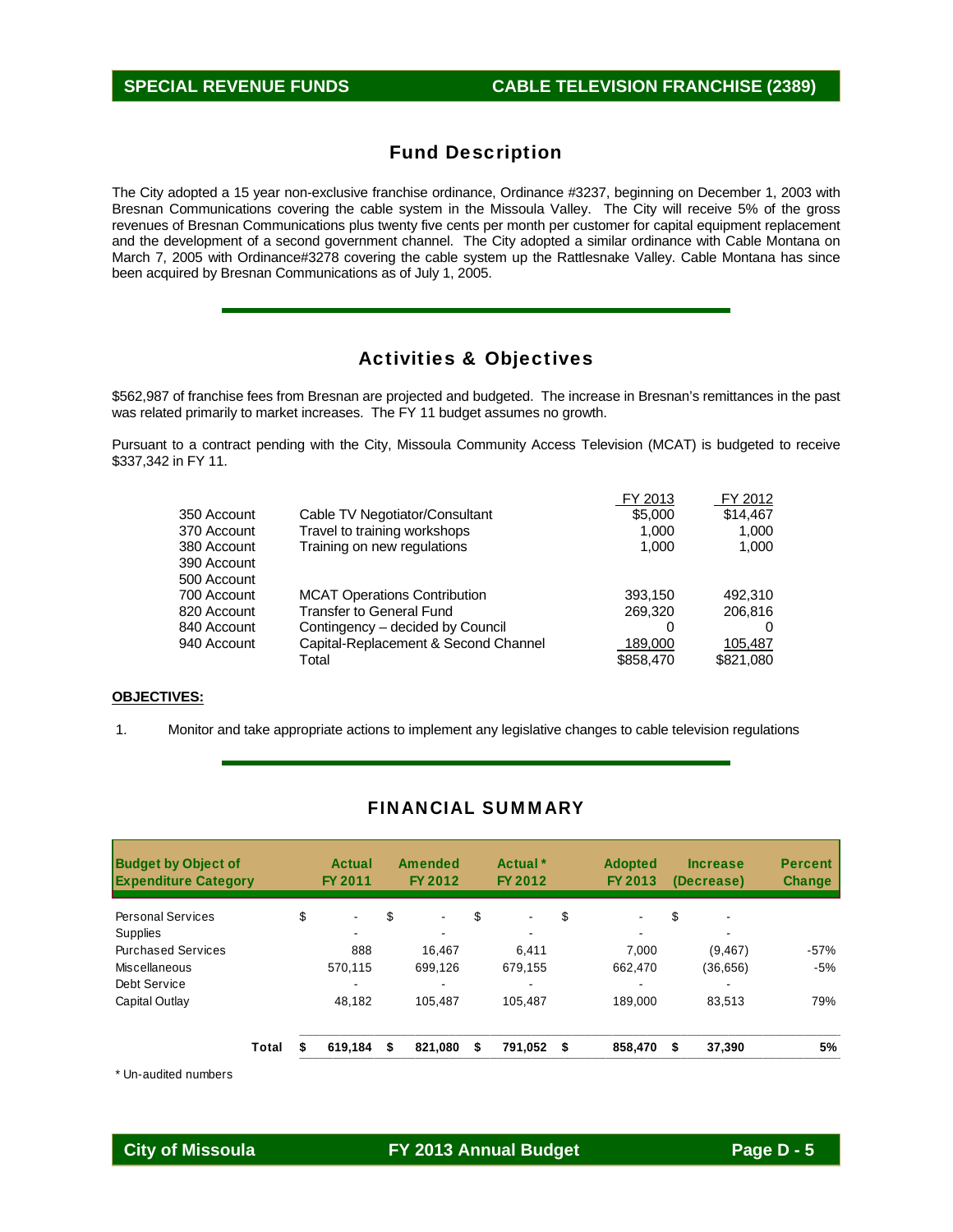## SPECIAL REVENUE FUNDS — CABLE TELEVISION FRANCHISE (2389)

## Fund Description

The City adopted a 15 year non-exclusive franchise ordinance, Ordinance #3237, beginning on December 1, 2003 with Bresnan Communications covering the cable system in the Missoula Valley. The City will receive 5% of the gross revenues of Bresnan Communications plus twenty five cents per month per customer for capital equipment replacement and the development of a second government channel. The City adopted a similar ordinance with Cable Montana on March 7, 2005 with Ordinance#3278 covering the cable system up the Rattlesnake Valley. Cable Montana has since been acquired by Bresnan Communications as of July 1, 2005.

## Activities & Objectives

$562,987 of franchise fees from Bresnan are projected and budgeted. The increase in Bresnan's remittances in the past was related primarily to market increases. The FY 11 budget assumes no growth.

Pursuant to a contract pending with the City, Missoula Community Access Television (MCAT) is budgeted to receive $337,342 in FY 11.

| | | FY 2013 | FY 2012 |
|---|---|---|---|
| 350 Account | Cable TV Negotiator/Consultant | $5,000 | $14,467 |
| 370 Account | Travel to training workshops | 1,000 | 1,000 |
| 380 Account | Training on new regulations | 1,000 | 1,000 |
| 390 Account | | | |
| 500 Account | | | |
| 700 Account | MCAT Operations Contribution | 393,150 | 492,310 |
| 820 Account | Transfer to General Fund | 269,320 | 206,816 |
| 840 Account | Contingency – decided by Council | 0 | 0 |
| 940 Account | Capital-Replacement & Second Channel | 189,000 | 105,487 |
| | Total | $858,470 | $821,080 |

**OBJECTIVES:**

1. Monitor and take appropriate actions to implement any legislative changes to cable television regulations

## FINANCIAL SUMMARY

| Budget by Object of Expenditure Category | Actual FY 2011 | Amended FY 2012 | Actual * FY 2012 | Adopted FY 2013 | Increase (Decrease) | Percent Change |
|---|---|---|---|---|---|---|
| Personal Services | $ - | $ - | $ - | $ - | $ - | |
| Supplies | - | - | - | - | - | |
| Purchased Services | 888 | 16,467 | 6,411 | 7,000 | (9,467) | -57% |
| Miscellaneous | 570,115 | 699,126 | 679,155 | 662,470 | (36,656) | -5% |
| Debt Service | - | - | - | - | - | |
| Capital Outlay | 48,182 | 105,487 | 105,487 | 189,000 | 83,513 | 79% |
| **Total** | **$ 619,184** | **$ 821,080** | **$ 791,052** | **$ 858,470** | **$ 37,390** | **5%** |

\* Un-audited numbers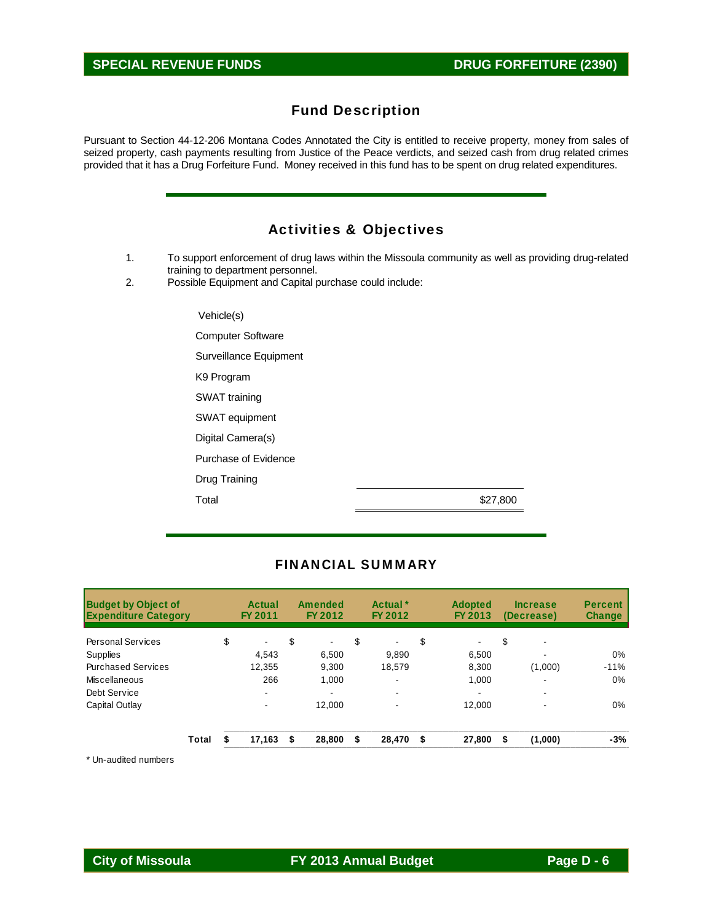# SPECIAL REVENUE FUNDS — DRUG FORFEITURE (2390)

## Fund Description

Pursuant to Section 44-12-206 Montana Codes Annotated the City is entitled to receive property, money from sales of seized property, cash payments resulting from Justice of the Peace verdicts, and seized cash from drug related crimes provided that it has a Drug Forfeiture Fund. Money received in this fund has to be spent on drug related expenditures.

## Activities & Objectives

1. To support enforcement of drug laws within the Missoula community as well as providing drug-related training to department personnel.
2. Possible Equipment and Capital purchase could include:

| | |
|---|---|
| Vehicle(s) | |
| Computer Software | |
| Surveillance Equipment | |
| K9 Program | |
| SWAT training | |
| SWAT equipment | |
| Digital Camera(s) | |
| Purchase of Evidence | |
| Drug Training | |
| Total | $27,800 |

## FINANCIAL SUMMARY

| Budget by Object of Expenditure Category | Actual FY 2011 | Amended FY 2012 | Actual * FY 2012 | Adopted FY 2013 | Increase (Decrease) | Percent Change |
|---|---|---|---|---|---|---|
| Personal Services | $ - | $ - | $ - | $ - | $ - | |
| Supplies | 4,543 | 6,500 | 9,890 | 6,500 | - | 0% |
| Purchased Services | 12,355 | 9,300 | 18,579 | 8,300 | (1,000) | -11% |
| Miscellaneous | 266 | 1,000 | - | 1,000 | - | 0% |
| Debt Service | - | - | - | - | - | |
| Capital Outlay | - | 12,000 | - | 12,000 | - | 0% |
| **Total** | **$ 17,163** | **$ 28,800** | **$ 28,470** | **$ 27,800** | **$ (1,000)** | **-3%** |

\* Un-audited numbers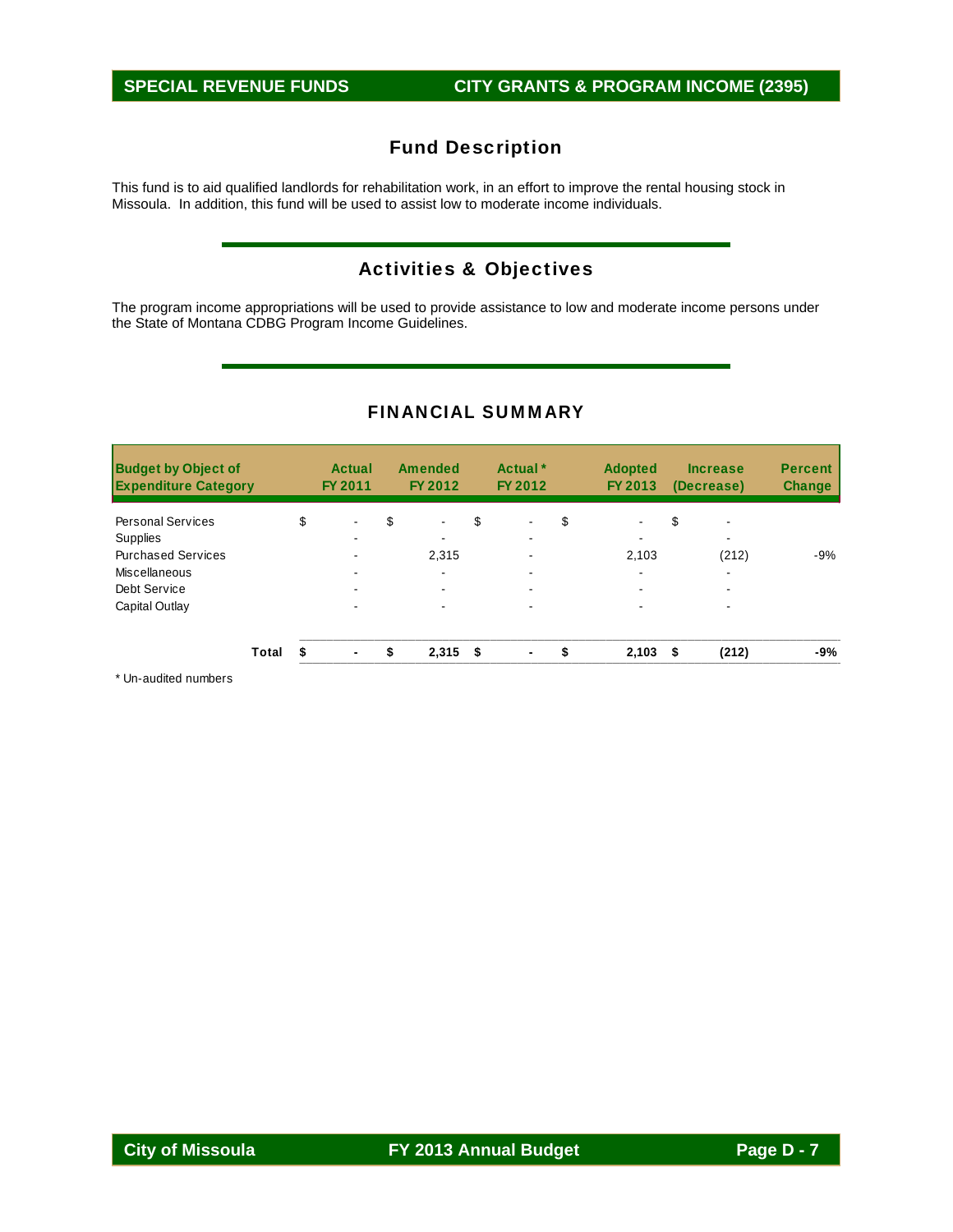## SPECIAL REVENUE FUNDS — CITY GRANTS & PROGRAM INCOME (2395)

### Fund Description

This fund is to aid qualified landlords for rehabilitation work, in an effort to improve the rental housing stock in Missoula. In addition, this fund will be used to assist low to moderate income individuals.

### Activities & Objectives

The program income appropriations will be used to provide assistance to low and moderate income persons under the State of Montana CDBG Program Income Guidelines.

### FINANCIAL SUMMARY

| Budget by Object of Expenditure Category | Actual FY 2011 | Amended FY 2012 | Actual * FY 2012 | Adopted FY 2013 | Increase (Decrease) | Percent Change |
|---|---|---|---|---|---|---|
| Personal Services | $ - | $ - | $ - | $ - | $ - | |
| Supplies | - | - | - | - | - | |
| Purchased Services | - | 2,315 | - | 2,103 | (212) | -9% |
| Miscellaneous | - | - | - | - | - | |
| Debt Service | - | - | - | - | - | |
| Capital Outlay | - | - | - | - | - | |
| **Total** | **$ -** | **$ 2,315** | **$ -** | **$ 2,103** | **$ (212)** | **-9%** |

\* Un-audited numbers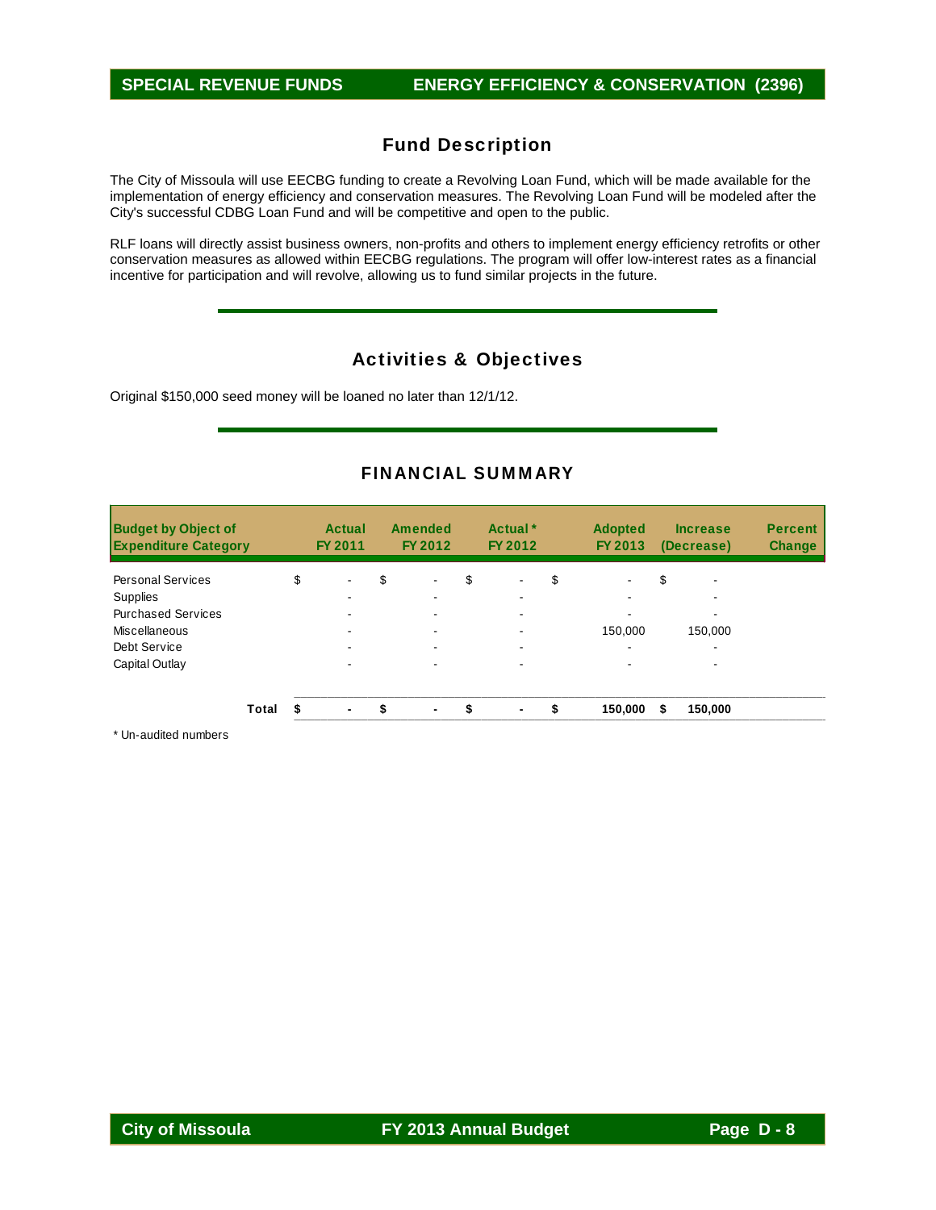# SPECIAL REVENUE FUNDS — ENERGY EFFICIENCY & CONSERVATION (2396)

## Fund Description

The City of Missoula will use EECBG funding to create a Revolving Loan Fund, which will be made available for the implementation of energy efficiency and conservation measures. The Revolving Loan Fund will be modeled after the City's successful CDBG Loan Fund and will be competitive and open to the public.

RLF loans will directly assist business owners, non-profits and others to implement energy efficiency retrofits or other conservation measures as allowed within EECBG regulations. The program will offer low-interest rates as a financial incentive for participation and will revolve, allowing us to fund similar projects in the future.

## Activities & Objectives

Original $150,000 seed money will be loaned no later than 12/1/12.

## FINANCIAL SUMMARY

| Budget by Object of Expenditure Category | Actual FY 2011 | Amended FY 2012 | Actual * FY 2012 | Adopted FY 2013 | Increase (Decrease) | Percent Change |
|---|---|---|---|---|---|---|
| Personal Services | $ - | $ - | $ - | $ - | $ - | |
| Supplies | - | - | - | - | - | |
| Purchased Services | - | - | - | - | - | |
| Miscellaneous | - | - | - | 150,000 | 150,000 | |
| Debt Service | - | - | - | - | - | |
| Capital Outlay | - | - | - | - | - | |
| **Total** | **$ -** | **$ -** | **$ -** | **$ 150,000** | **$ 150,000** | |

\* Un-audited numbers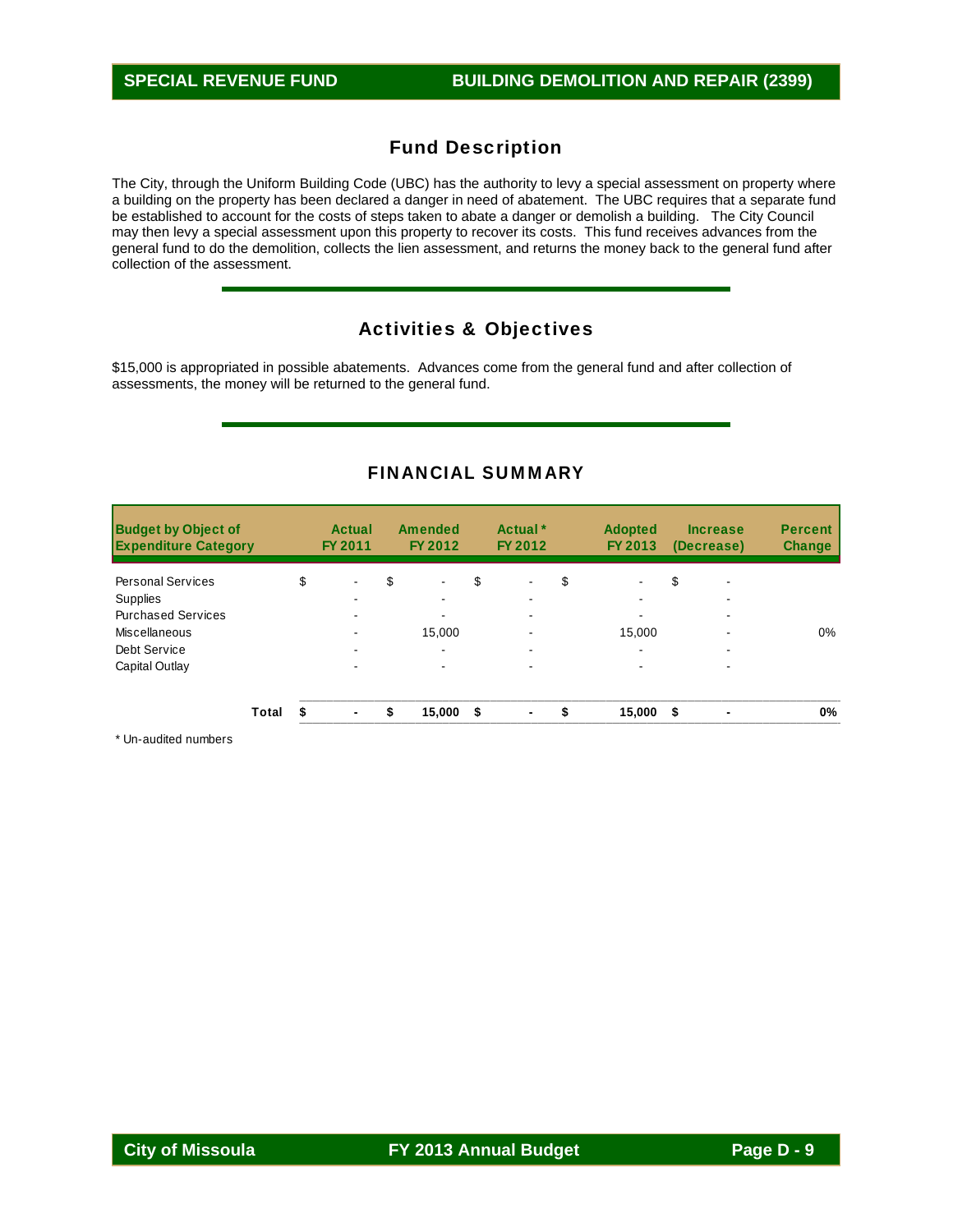**SPECIAL REVENUE FUND** | **BUILDING DEMOLITION AND REPAIR (2399)**

## Fund Description

The City, through the Uniform Building Code (UBC) has the authority to levy a special assessment on property where a building on the property has been declared a danger in need of abatement. The UBC requires that a separate fund be established to account for the costs of steps taken to abate a danger or demolish a building. The City Council may then levy a special assessment upon this property to recover its costs. This fund receives advances from the general fund to do the demolition, collects the lien assessment, and returns the money back to the general fund after collection of the assessment.

## Activities & Objectives

$15,000 is appropriated in possible abatements. Advances come from the general fund and after collection of assessments, the money will be returned to the general fund.

## FINANCIAL SUMMARY

| Budget by Object of Expenditure Category | Actual FY 2011 | Amended FY 2012 | Actual * FY 2012 | Adopted FY 2013 | Increase (Decrease) | Percent Change |
|---|---|---|---|---|---|---|
| Personal Services | $ - | $ - | $ - | $ - | $ - | |
| Supplies | - | - | - | - | - | |
| Purchased Services | - | - | - | - | - | |
| Miscellaneous | - | 15,000 | - | 15,000 | - | 0% |
| Debt Service | - | - | - | - | - | |
| Capital Outlay | - | - | - | - | - | |
| **Total** | **$ -** | **$ 15,000** | **$ -** | **$ 15,000** | **$ -** | **0%** |

\* Un-audited numbers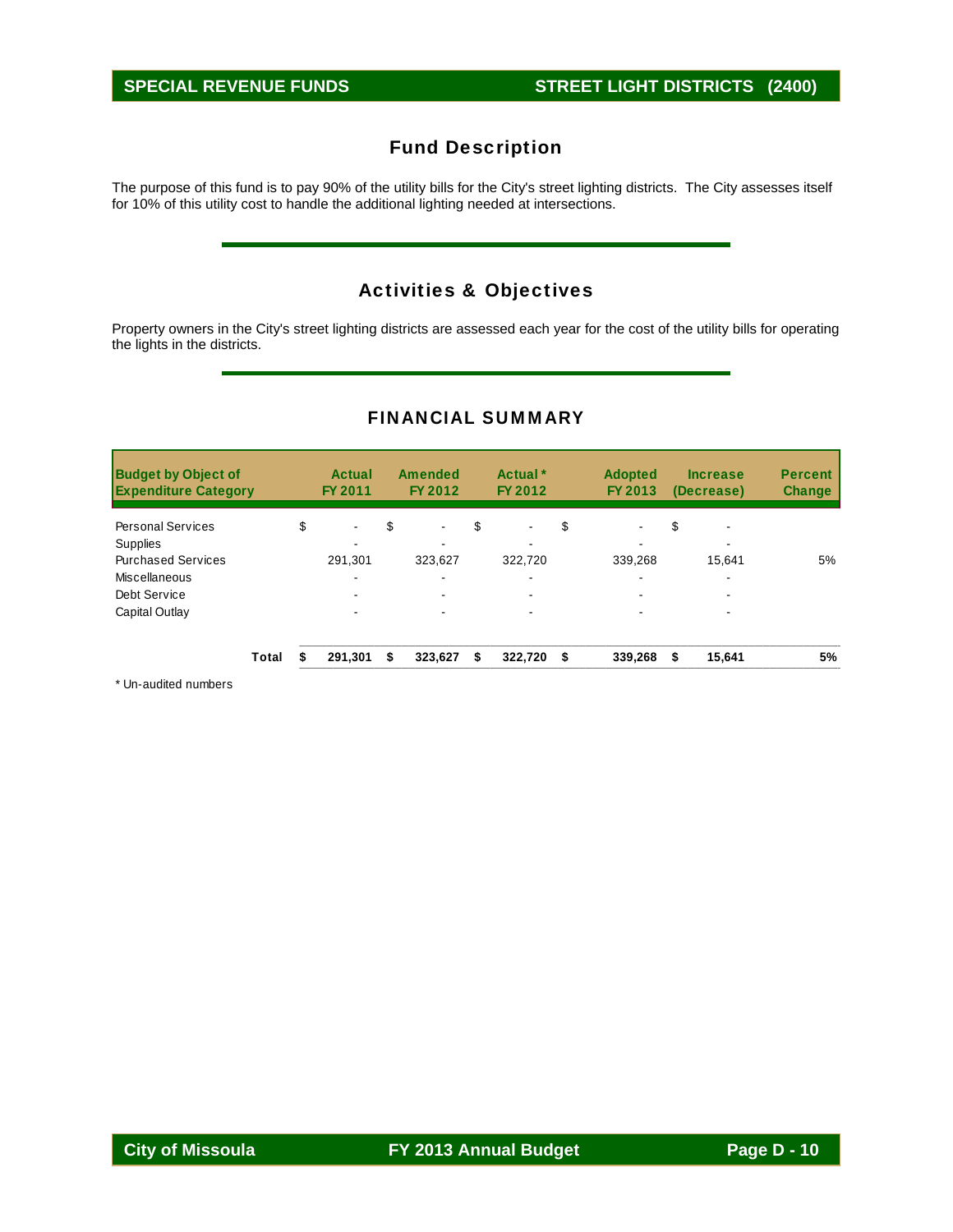## SPECIAL REVENUE FUNDS — STREET LIGHT DISTRICTS (2400)

### Fund Description

The purpose of this fund is to pay 90% of the utility bills for the City's street lighting districts. The City assesses itself for 10% of this utility cost to handle the additional lighting needed at intersections.

### Activities & Objectives

Property owners in the City's street lighting districts are assessed each year for the cost of the utility bills for operating the lights in the districts.

### FINANCIAL SUMMARY

| Budget by Object of Expenditure Category | Actual FY 2011 | Amended FY 2012 | Actual * FY 2012 | Adopted FY 2013 | Increase (Decrease) | Percent Change |
|---|---|---|---|---|---|---|
| Personal Services | $ - | $ - | $ - | $ - | $ - | |
| Supplies | - | - | - | - | - | |
| Purchased Services | 291,301 | 323,627 | 322,720 | 339,268 | 15,641 | 5% |
| Miscellaneous | - | - | - | - | - | |
| Debt Service | - | - | - | - | - | |
| Capital Outlay | - | - | - | - | - | |
| **Total** | **$ 291,301** | **$ 323,627** | **$ 322,720** | **$ 339,268** | **$ 15,641** | **5%** |

\* Un-audited numbers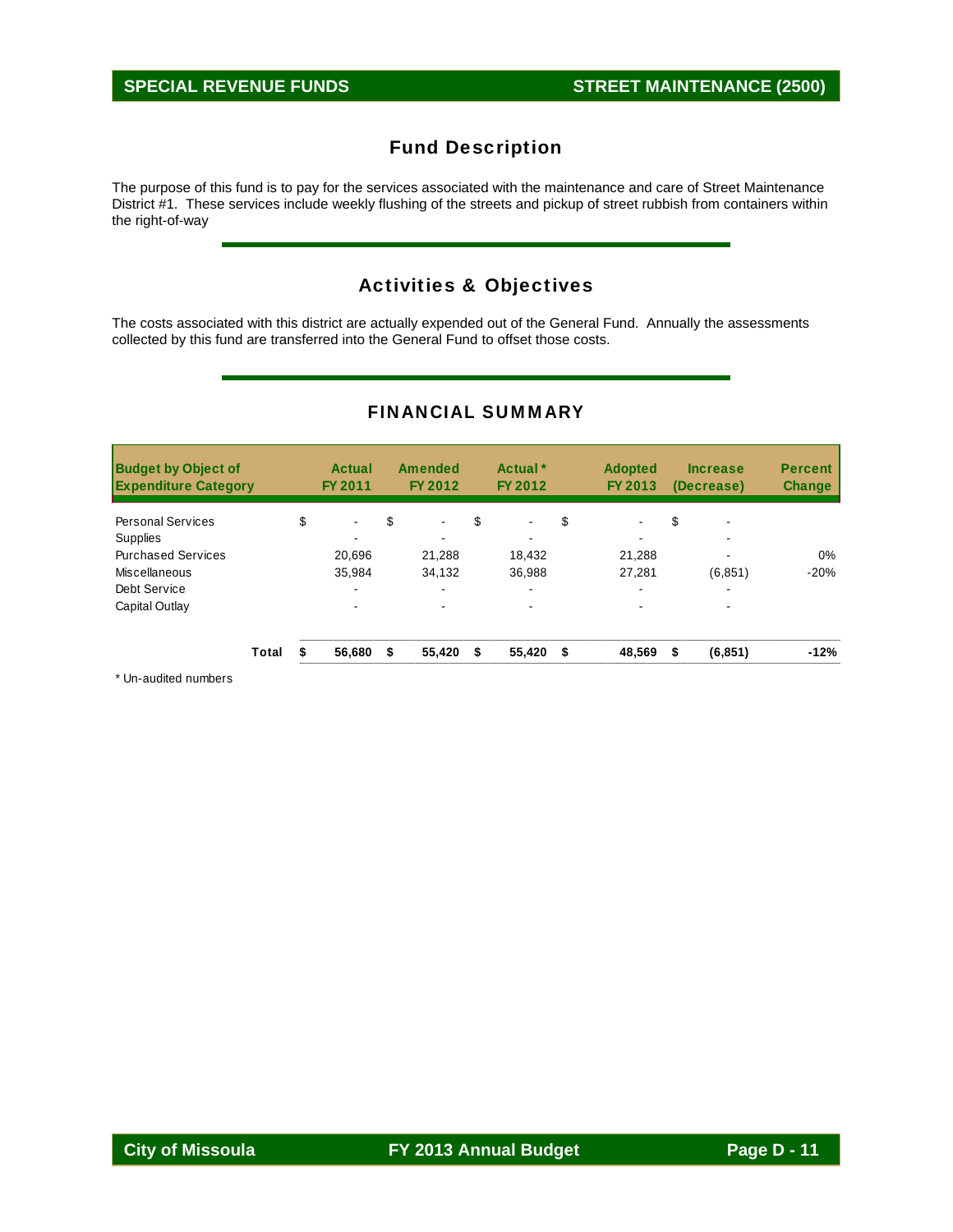# SPECIAL REVENUE FUNDS — STREET MAINTENANCE (2500)

## Fund Description

The purpose of this fund is to pay for the services associated with the maintenance and care of Street Maintenance District #1. These services include weekly flushing of the streets and pickup of street rubbish from containers within the right-of-way

## Activities & Objectives

The costs associated with this district are actually expended out of the General Fund. Annually the assessments collected by this fund are transferred into the General Fund to offset those costs.

## FINANCIAL SUMMARY

| Budget by Object of Expenditure Category | Actual FY 2011 | Amended FY 2012 | Actual * FY 2012 | Adopted FY 2013 | Increase (Decrease) | Percent Change |
|---|---|---|---|---|---|---|
| Personal Services | $ - | $ - | $ - | $ - | $ - | |
| Supplies | - | - | - | - | - | |
| Purchased Services | 20,696 | 21,288 | 18,432 | 21,288 | - | 0% |
| Miscellaneous | 35,984 | 34,132 | 36,988 | 27,281 | (6,851) | -20% |
| Debt Service | - | - | - | - | - | |
| Capital Outlay | - | - | - | - | - | |
| **Total** | **$ 56,680** | **$ 55,420** | **$ 55,420** | **$ 48,569** | **$ (6,851)** | **-12%** |

\* Un-audited numbers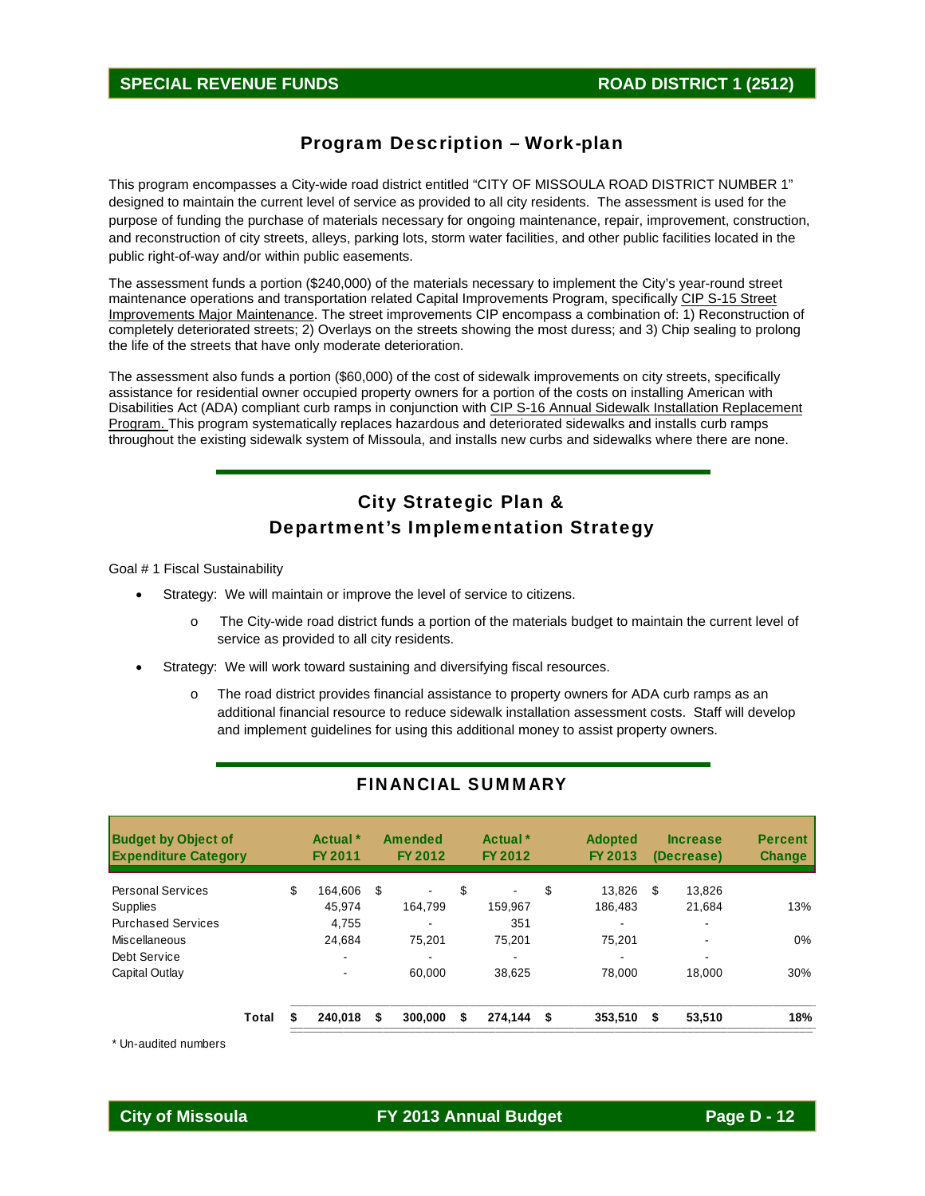## Program Description – Work-plan

This program encompasses a City-wide road district entitled "CITY OF MISSOULA ROAD DISTRICT NUMBER 1" designed to maintain the current level of service as provided to all city residents. The assessment is used for the purpose of funding the purchase of materials necessary for ongoing maintenance, repair, improvement, construction, and reconstruction of city streets, alleys, parking lots, storm water facilities, and other public facilities located in the public right-of-way and/or within public easements.

The assessment funds a portion ($240,000) of the materials necessary to implement the City's year-round street maintenance operations and transportation related Capital Improvements Program, specifically CIP S-15 Street Improvements Major Maintenance. The street improvements CIP encompass a combination of: 1) Reconstruction of completely deteriorated streets; 2) Overlays on the streets showing the most duress; and 3) Chip sealing to prolong the life of the streets that have only moderate deterioration.

The assessment also funds a portion ($60,000) of the cost of sidewalk improvements on city streets, specifically assistance for residential owner occupied property owners for a portion of the costs on installing American with Disabilities Act (ADA) compliant curb ramps in conjunction with CIP S-16 Annual Sidewalk Installation Replacement Program. This program systematically replaces hazardous and deteriorated sidewalks and installs curb ramps throughout the existing sidewalk system of Missoula, and installs new curbs and sidewalks where there are none.

## City Strategic Plan & Department's Implementation Strategy

Goal # 1 Fiscal Sustainability

- Strategy: We will maintain or improve the level of service to citizens.
  - The City-wide road district funds a portion of the materials budget to maintain the current level of service as provided to all city residents.
- Strategy: We will work toward sustaining and diversifying fiscal resources.
  - The road district provides financial assistance to property owners for ADA curb ramps as an additional financial resource to reduce sidewalk installation assessment costs. Staff will develop and implement guidelines for using this additional money to assist property owners.

## FINANCIAL SUMMARY

| Budget by Object of Expenditure Category | Actual * FY 2011 | Amended FY 2012 | Actual * FY 2012 | Adopted FY 2013 | Increase (Decrease) | Percent Change |
|---|---|---|---|---|---|---|
| Personal Services | $ 164,606 | $ - | $ - | $ 13,826 | $ 13,826 | |
| Supplies | 45,974 | 164,799 | 159,967 | 186,483 | 21,684 | 13% |
| Purchased Services | 4,755 | - | 351 | - | - | |
| Miscellaneous | 24,684 | 75,201 | 75,201 | 75,201 | - | 0% |
| Debt Service | - | - | - | - | - | |
| Capital Outlay | - | 60,000 | 38,625 | 78,000 | 18,000 | 30% |
| **Total** | **$ 240,018** | **$ 300,000** | **$ 274,144** | **$ 353,510** | **$ 53,510** | **18%** |

* Un-audited numbers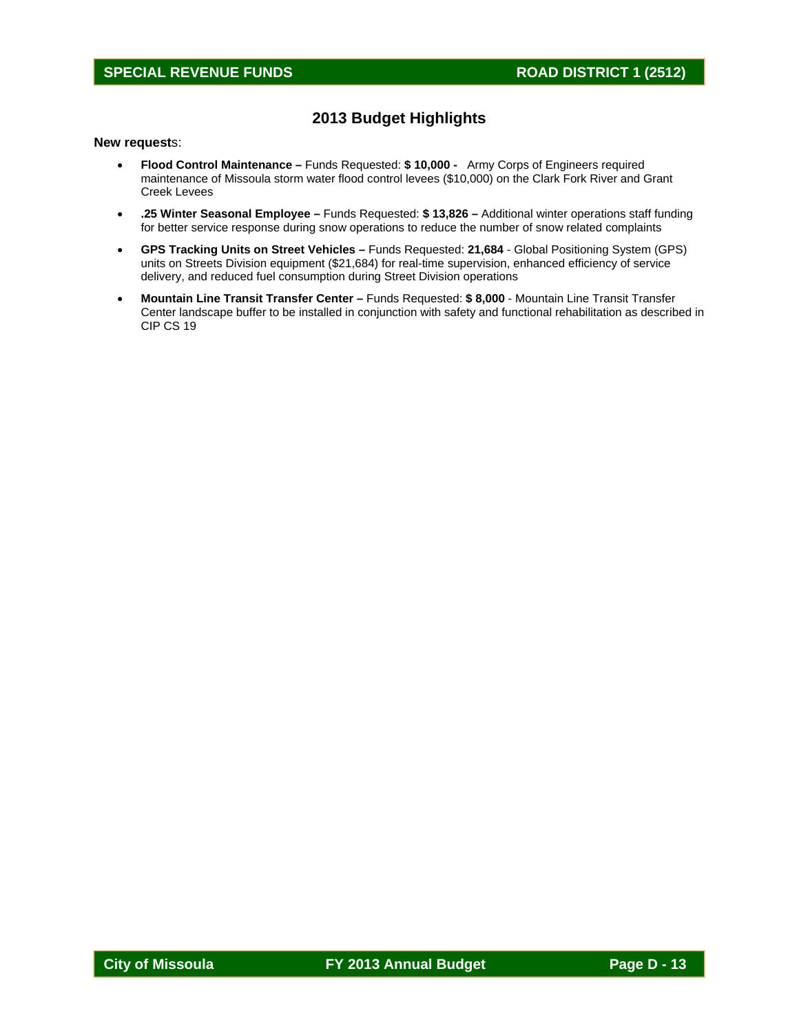## 2013 Budget Highlights

**New requests**:

- **Flood Control Maintenance –** Funds Requested: **$ 10,000 -** Army Corps of Engineers required maintenance of Missoula storm water flood control levees ($10,000) on the Clark Fork River and Grant Creek Levees
- **.25 Winter Seasonal Employee –** Funds Requested: **$ 13,826 –** Additional winter operations staff funding for better service response during snow operations to reduce the number of snow related complaints
- **GPS Tracking Units on Street Vehicles –** Funds Requested: **21,684** - Global Positioning System (GPS) units on Streets Division equipment ($21,684) for real-time supervision, enhanced efficiency of service delivery, and reduced fuel consumption during Street Division operations
- **Mountain Line Transit Transfer Center –** Funds Requested: **$ 8,000** - Mountain Line Transit Transfer Center landscape buffer to be installed in conjunction with safety and functional rehabilitation as described in CIP CS 19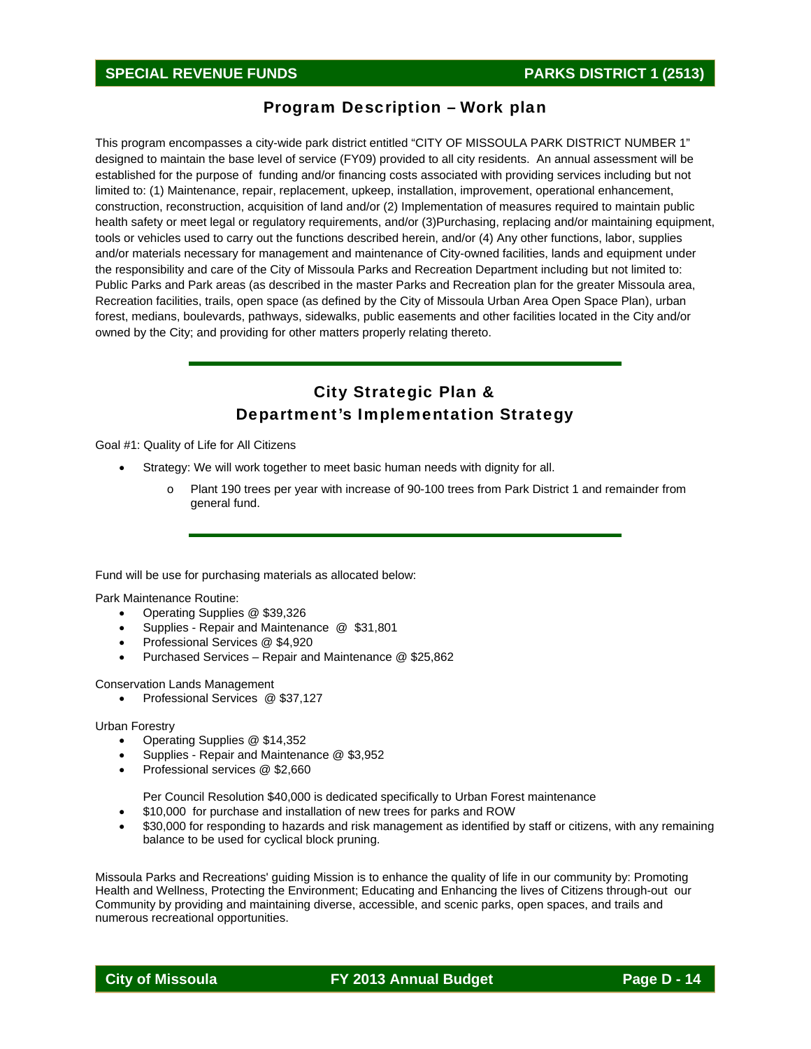## Program Description – Work plan

This program encompasses a city-wide park district entitled "CITY OF MISSOULA PARK DISTRICT NUMBER 1" designed to maintain the base level of service (FY09) provided to all city residents. An annual assessment will be established for the purpose of funding and/or financing costs associated with providing services including but not limited to: (1) Maintenance, repair, replacement, upkeep, installation, improvement, operational enhancement, construction, reconstruction, acquisition of land and/or (2) Implementation of measures required to maintain public health safety or meet legal or regulatory requirements, and/or (3)Purchasing, replacing and/or maintaining equipment, tools or vehicles used to carry out the functions described herein, and/or (4) Any other functions, labor, supplies and/or materials necessary for management and maintenance of City-owned facilities, lands and equipment under the responsibility and care of the City of Missoula Parks and Recreation Department including but not limited to: Public Parks and Park areas (as described in the master Parks and Recreation plan for the greater Missoula area, Recreation facilities, trails, open space (as defined by the City of Missoula Urban Area Open Space Plan), urban forest, medians, boulevards, pathways, sidewalks, public easements and other facilities located in the City and/or owned by the City; and providing for other matters properly relating thereto.

## City Strategic Plan & Department's Implementation Strategy

Goal #1: Quality of Life for All Citizens

- Strategy: We will work together to meet basic human needs with dignity for all.
  - Plant 190 trees per year with increase of 90-100 trees from Park District 1 and remainder from general fund.

Fund will be use for purchasing materials as allocated below:

Park Maintenance Routine:

- Operating Supplies @ $39,326
- Supplies - Repair and Maintenance @ $31,801
- Professional Services @ $4,920
- Purchased Services – Repair and Maintenance @ $25,862

Conservation Lands Management

- Professional Services @ $37,127

Urban Forestry

- Operating Supplies @ $14,352
- Supplies - Repair and Maintenance @ $3,952
- Professional services @ $2,660

Per Council Resolution $40,000 is dedicated specifically to Urban Forest maintenance

- $10,000 for purchase and installation of new trees for parks and ROW
- $30,000 for responding to hazards and risk management as identified by staff or citizens, with any remaining balance to be used for cyclical block pruning.

Missoula Parks and Recreations' guiding Mission is to enhance the quality of life in our community by: Promoting Health and Wellness, Protecting the Environment; Educating and Enhancing the lives of Citizens through-out our Community by providing and maintaining diverse, accessible, and scenic parks, open spaces, and trails and numerous recreational opportunities.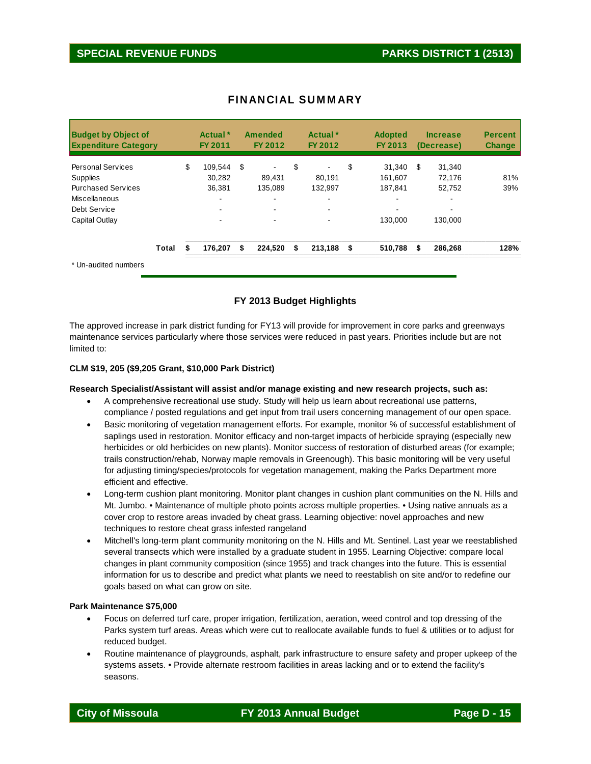# SPECIAL REVENUE FUNDS — PARKS DISTRICT 1 (2513)

## FINANCIAL SUMMARY

| Budget by Object of Expenditure Category | Actual * FY 2011 | Amended FY 2012 | Actual * FY 2012 | Adopted FY 2013 | Increase (Decrease) | Percent Change |
|---|---|---|---|---|---|---|
| Personal Services | $ 109,544 | $ - | $ - | $ 31,340 | $ 31,340 | |
| Supplies | 30,282 | 89,431 | 80,191 | 161,607 | 72,176 | 81% |
| Purchased Services | 36,381 | 135,089 | 132,997 | 187,841 | 52,752 | 39% |
| Miscellaneous | - | - | - | - | - | |
| Debt Service | - | - | - | - | - | |
| Capital Outlay | - | - | - | 130,000 | 130,000 | |
| **Total** | **$ 176,207** | **$ 224,520** | **$ 213,188** | **$ 510,788** | **$ 286,268** | **128%** |

\* Un-audited numbers

### FY 2013 Budget Highlights

The approved increase in park district funding for FY13 will provide for improvement in core parks and greenways maintenance services particularly where those services were reduced in past years. Priorities include but are not limited to:

**CLM $19, 205 ($9,205 Grant, $10,000 Park District)**

**Research Specialist/Assistant will assist and/or manage existing and new research projects, such as:**

- A comprehensive recreational use study. Study will help us learn about recreational use patterns, compliance / posted regulations and get input from trail users concerning management of our open space.
- Basic monitoring of vegetation management efforts. For example, monitor % of successful establishment of saplings used in restoration. Monitor efficacy and non-target impacts of herbicide spraying (especially new herbicides or old herbicides on new plants). Monitor success of restoration of disturbed areas (for example; trails construction/rehab, Norway maple removals in Greenough). This basic monitoring will be very useful for adjusting timing/species/protocols for vegetation management, making the Parks Department more efficient and effective.
- Long-term cushion plant monitoring. Monitor plant changes in cushion plant communities on the N. Hills and Mt. Jumbo. • Maintenance of multiple photo points across multiple properties. • Using native annuals as a cover crop to restore areas invaded by cheat grass. Learning objective: novel approaches and new techniques to restore cheat grass infested rangeland
- Mitchell's long-term plant community monitoring on the N. Hills and Mt. Sentinel. Last year we reestablished several transects which were installed by a graduate student in 1955. Learning Objective: compare local changes in plant community composition (since 1955) and track changes into the future. This is essential information for us to describe and predict what plants we need to reestablish on site and/or to redefine our goals based on what can grow on site.

**Park Maintenance $75,000**

- Focus on deferred turf care, proper irrigation, fertilization, aeration, weed control and top dressing of the Parks system turf areas. Areas which were cut to reallocate available funds to fuel & utilities or to adjust for reduced budget.
- Routine maintenance of playgrounds, asphalt, park infrastructure to ensure safety and proper upkeep of the systems assets. • Provide alternate restroom facilities in areas lacking and or to extend the facility's seasons.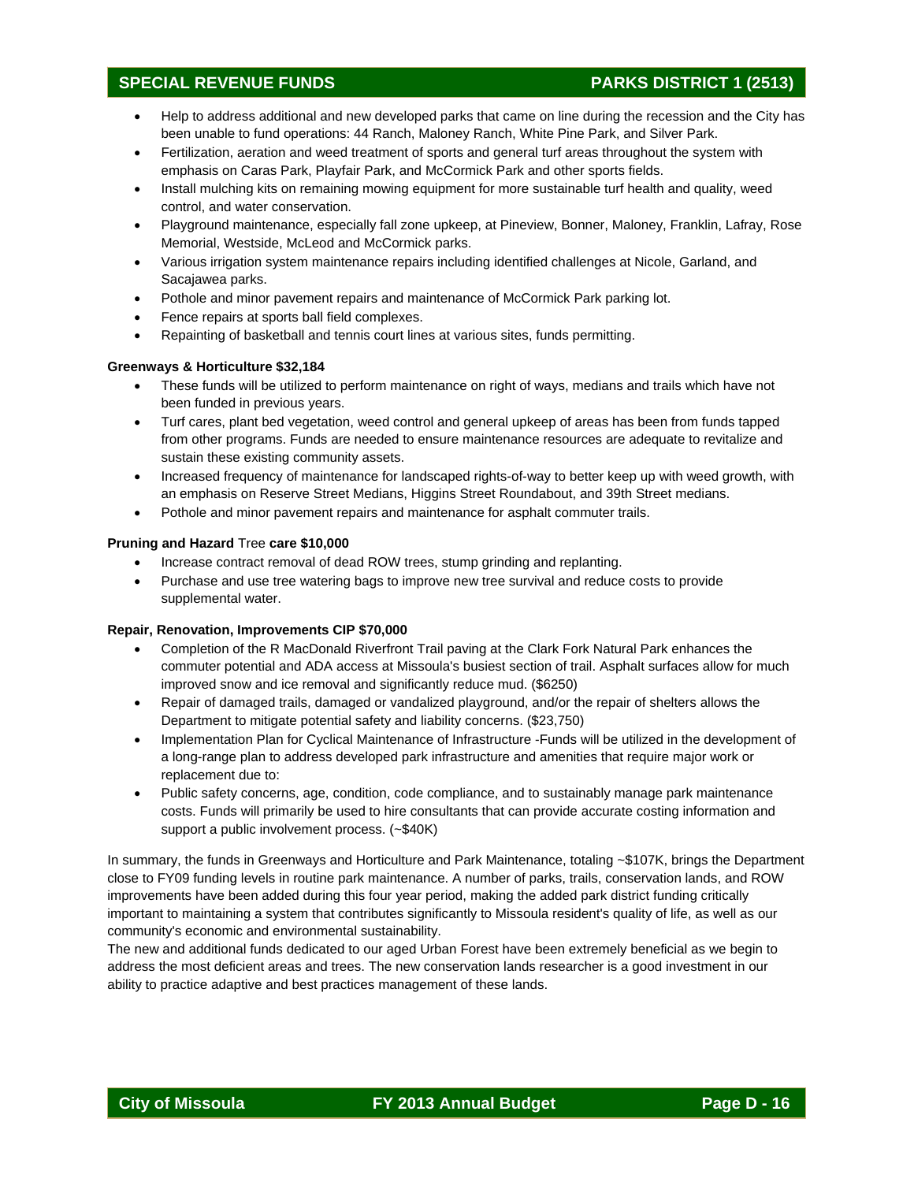- Help to address additional and new developed parks that came on line during the recession and the City has been unable to fund operations: 44 Ranch, Maloney Ranch, White Pine Park, and Silver Park.
- Fertilization, aeration and weed treatment of sports and general turf areas throughout the system with emphasis on Caras Park, Playfair Park, and McCormick Park and other sports fields.
- Install mulching kits on remaining mowing equipment for more sustainable turf health and quality, weed control, and water conservation.
- Playground maintenance, especially fall zone upkeep, at Pineview, Bonner, Maloney, Franklin, Lafray, Rose Memorial, Westside, McLeod and McCormick parks.
- Various irrigation system maintenance repairs including identified challenges at Nicole, Garland, and Sacajawea parks.
- Pothole and minor pavement repairs and maintenance of McCormick Park parking lot.
- Fence repairs at sports ball field complexes.
- Repainting of basketball and tennis court lines at various sites, funds permitting.

**Greenways & Horticulture $32,184**

- These funds will be utilized to perform maintenance on right of ways, medians and trails which have not been funded in previous years.
- Turf cares, plant bed vegetation, weed control and general upkeep of areas has been from funds tapped from other programs. Funds are needed to ensure maintenance resources are adequate to revitalize and sustain these existing community assets.
- Increased frequency of maintenance for landscaped rights-of-way to better keep up with weed growth, with an emphasis on Reserve Street Medians, Higgins Street Roundabout, and 39th Street medians.
- Pothole and minor pavement repairs and maintenance for asphalt commuter trails.

**Pruning and Hazard** Tree **care $10,000**

- Increase contract removal of dead ROW trees, stump grinding and replanting.
- Purchase and use tree watering bags to improve new tree survival and reduce costs to provide supplemental water.

**Repair, Renovation, Improvements CIP $70,000**

- Completion of the R MacDonald Riverfront Trail paving at the Clark Fork Natural Park enhances the commuter potential and ADA access at Missoula's busiest section of trail. Asphalt surfaces allow for much improved snow and ice removal and significantly reduce mud. ($6250)
- Repair of damaged trails, damaged or vandalized playground, and/or the repair of shelters allows the Department to mitigate potential safety and liability concerns. ($23,750)
- Implementation Plan for Cyclical Maintenance of Infrastructure -Funds will be utilized in the development of a long-range plan to address developed park infrastructure and amenities that require major work or replacement due to:
- Public safety concerns, age, condition, code compliance, and to sustainably manage park maintenance costs. Funds will primarily be used to hire consultants that can provide accurate costing information and support a public involvement process. (~$40K)

In summary, the funds in Greenways and Horticulture and Park Maintenance, totaling ~$107K, brings the Department close to FY09 funding levels in routine park maintenance. A number of parks, trails, conservation lands, and ROW improvements have been added during this four year period, making the added park district funding critically important to maintaining a system that contributes significantly to Missoula resident's quality of life, as well as our community's economic and environmental sustainability.

The new and additional funds dedicated to our aged Urban Forest have been extremely beneficial as we begin to address the most deficient areas and trees. The new conservation lands researcher is a good investment in our ability to practice adaptive and best practices management of these lands.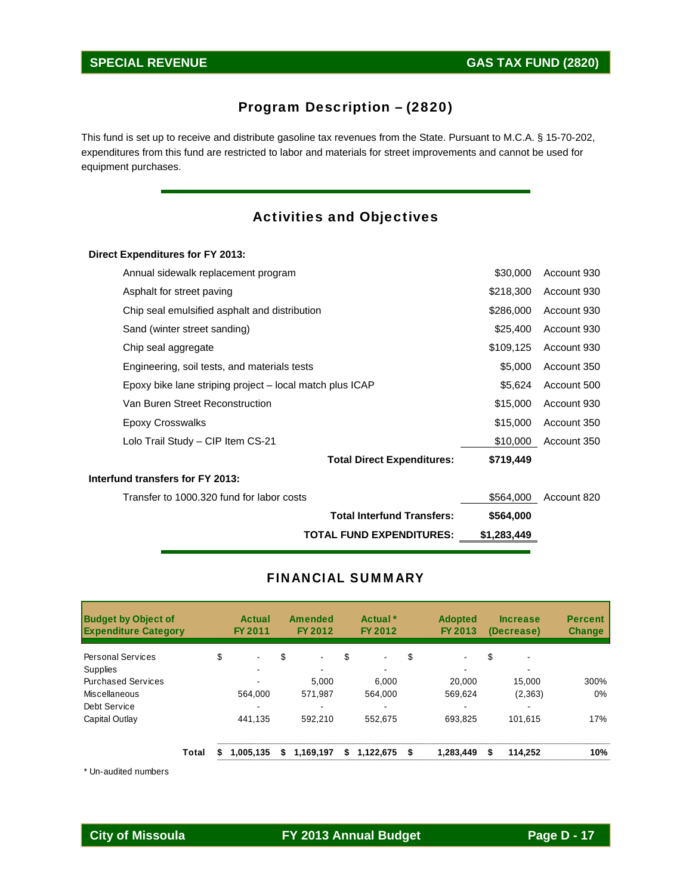## Program Description – (2820)

This fund is set up to receive and distribute gasoline tax revenues from the State. Pursuant to M.C.A. § 15-70-202, expenditures from this fund are restricted to labor and materials for street improvements and cannot be used for equipment purchases.

## Activities and Objectives

**Direct Expenditures for FY 2013:**

| Item | Amount | Account |
|---|---|---|
| Annual sidewalk replacement program | $30,000 | Account 930 |
| Asphalt for street paving | $218,300 | Account 930 |
| Chip seal emulsified asphalt and distribution | $286,000 | Account 930 |
| Sand (winter street sanding) | $25,400 | Account 930 |
| Chip seal aggregate | $109,125 | Account 930 |
| Engineering, soil tests, and materials tests | $5,000 | Account 350 |
| Epoxy bike lane striping project – local match plus ICAP | $5,624 | Account 500 |
| Van Buren Street Reconstruction | $15,000 | Account 930 |
| Epoxy Crosswalks | $15,000 | Account 350 |
| Lolo Trail Study – CIP Item CS-21 | $10,000 | Account 350 |
| **Total Direct Expenditures:** | **$719,449** | |

**Interfund transfers for FY 2013:**

| Item | Amount | Account |
|---|---|---|
| Transfer to 1000.320 fund for labor costs | $564,000 | Account 820 |
| **Total Interfund Transfers:** | **$564,000** | |
| **TOTAL FUND EXPENDITURES:** | **$1,283,449** | |

## FINANCIAL SUMMARY

| Budget by Object of Expenditure Category | Actual FY 2011 | Amended FY 2012 | Actual * FY 2012 | Adopted FY 2013 | Increase (Decrease) | Percent Change |
|---|---|---|---|---|---|---|
| Personal Services | $ - | $ - | $ - | $ - | $ - | |
| Supplies | - | - | - | - | - | |
| Purchased Services | - | 5,000 | 6,000 | 20,000 | 15,000 | 300% |
| Miscellaneous | 564,000 | 571,987 | 564,000 | 569,624 | (2,363) | 0% |
| Debt Service | - | - | - | - | - | |
| Capital Outlay | 441,135 | 592,210 | 552,675 | 693,825 | 101,615 | 17% |
| **Total** | **$ 1,005,135** | **$ 1,169,197** | **$ 1,122,675** | **$ 1,283,449** | **$ 114,252** | **10%** |

\* Un-audited numbers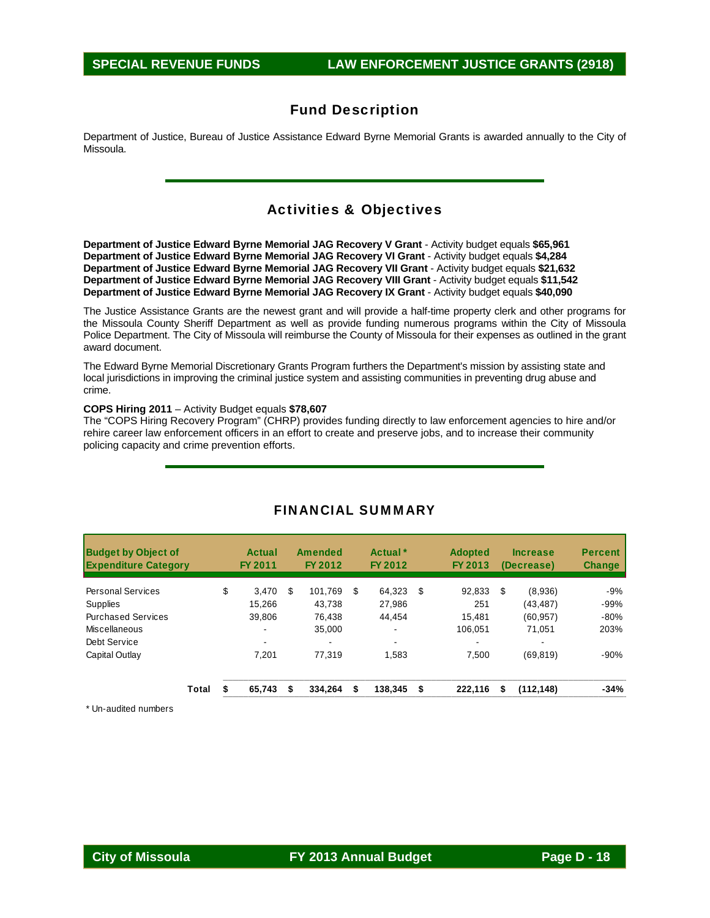## SPECIAL REVENUE FUNDS — LAW ENFORCEMENT JUSTICE GRANTS (2918)

## Fund Description

Department of Justice, Bureau of Justice Assistance Edward Byrne Memorial Grants is awarded annually to the City of Missoula.

## Activities & Objectives

**Department of Justice Edward Byrne Memorial JAG Recovery V Grant** - Activity budget equals **$65,961**
**Department of Justice Edward Byrne Memorial JAG Recovery VI Grant** - Activity budget equals **$4,284**
**Department of Justice Edward Byrne Memorial JAG Recovery VII Grant** - Activity budget equals **$21,632**
**Department of Justice Edward Byrne Memorial JAG Recovery VIII Grant** - Activity budget equals **$11,542**
**Department of Justice Edward Byrne Memorial JAG Recovery IX Grant** - Activity budget equals **$40,090**

The Justice Assistance Grants are the newest grant and will provide a half-time property clerk and other programs for the Missoula County Sheriff Department as well as provide funding numerous programs within the City of Missoula Police Department. The City of Missoula will reimburse the County of Missoula for their expenses as outlined in the grant award document.

The Edward Byrne Memorial Discretionary Grants Program furthers the Department's mission by assisting state and local jurisdictions in improving the criminal justice system and assisting communities in preventing drug abuse and crime.

**COPS Hiring 2011** – Activity Budget equals **$78,607**
The "COPS Hiring Recovery Program" (CHRP) provides funding directly to law enforcement agencies to hire and/or rehire career law enforcement officers in an effort to create and preserve jobs, and to increase their community policing capacity and crime prevention efforts.

## FINANCIAL SUMMARY

| Budget by Object of Expenditure Category | Actual FY 2011 | Amended FY 2012 | Actual * FY 2012 | Adopted FY 2013 | Increase (Decrease) | Percent Change |
|---|---|---|---|---|---|---|
| Personal Services | $ 3,470 | $ 101,769 | $ 64,323 | $ 92,833 | $ (8,936) | -9% |
| Supplies | 15,266 | 43,738 | 27,986 | 251 | (43,487) | -99% |
| Purchased Services | 39,806 | 76,438 | 44,454 | 15,481 | (60,957) | -80% |
| Miscellaneous | - | 35,000 | - | 106,051 | 71,051 | 203% |
| Debt Service | - | - | - | - | - | |
| Capital Outlay | 7,201 | 77,319 | 1,583 | 7,500 | (69,819) | -90% |
| **Total** | **$ 65,743** | **$ 334,264** | **$ 138,345** | **$ 222,116** | **$ (112,148)** | **-34%** |

\* Un-audited numbers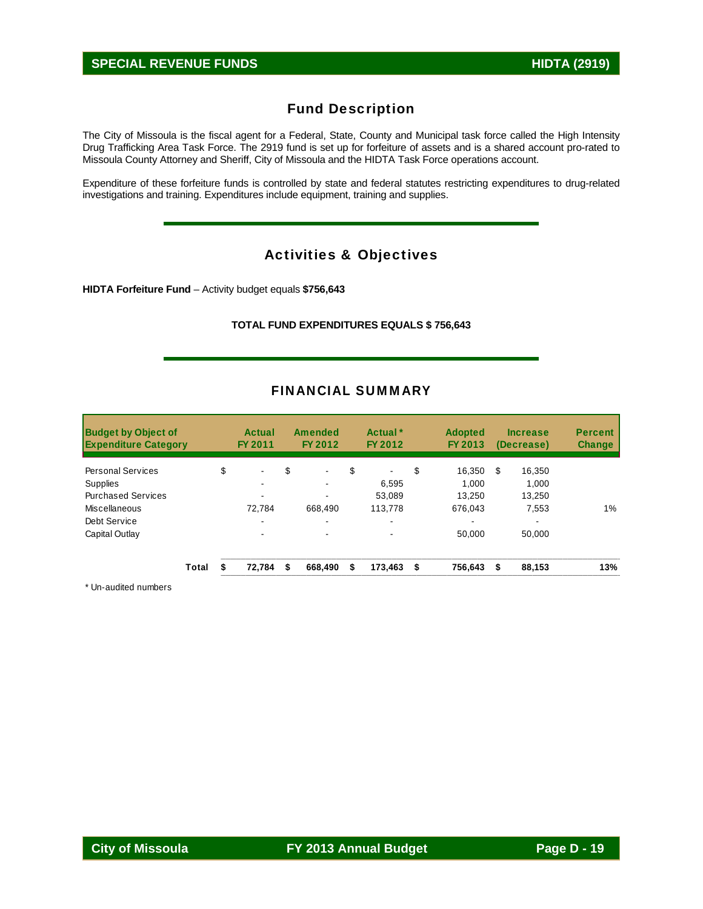## SPECIAL REVENUE FUNDS — HIDTA (2919)

### Fund Description

The City of Missoula is the fiscal agent for a Federal, State, County and Municipal task force called the High Intensity Drug Trafficking Area Task Force. The 2919 fund is set up for forfeiture of assets and is a shared account pro-rated to Missoula County Attorney and Sheriff, City of Missoula and the HIDTA Task Force operations account.

Expenditure of these forfeiture funds is controlled by state and federal statutes restricting expenditures to drug-related investigations and training. Expenditures include equipment, training and supplies.

### Activities & Objectives

**HIDTA Forfeiture Fund** – Activity budget equals **$756,643**

**TOTAL FUND EXPENDITURES EQUALS $ 756,643**

### FINANCIAL SUMMARY

| Budget by Object of Expenditure Category | Actual FY 2011 | Amended FY 2012 | Actual * FY 2012 | Adopted FY 2013 | Increase (Decrease) | Percent Change |
|---|---|---|---|---|---|---|
| Personal Services | $ - | $ - | $ - | $ 16,350 | $ 16,350 | |
| Supplies | - | - | 6,595 | 1,000 | 1,000 | |
| Purchased Services | - | - | 53,089 | 13,250 | 13,250 | |
| Miscellaneous | 72,784 | 668,490 | 113,778 | 676,043 | 7,553 | 1% |
| Debt Service | - | - | - | - | - | |
| Capital Outlay | - | - | - | 50,000 | 50,000 | |
| **Total** | **$ 72,784** | **$ 668,490** | **$ 173,463** | **$ 756,643** | **$ 88,153** | **13%** |

\* Un-audited numbers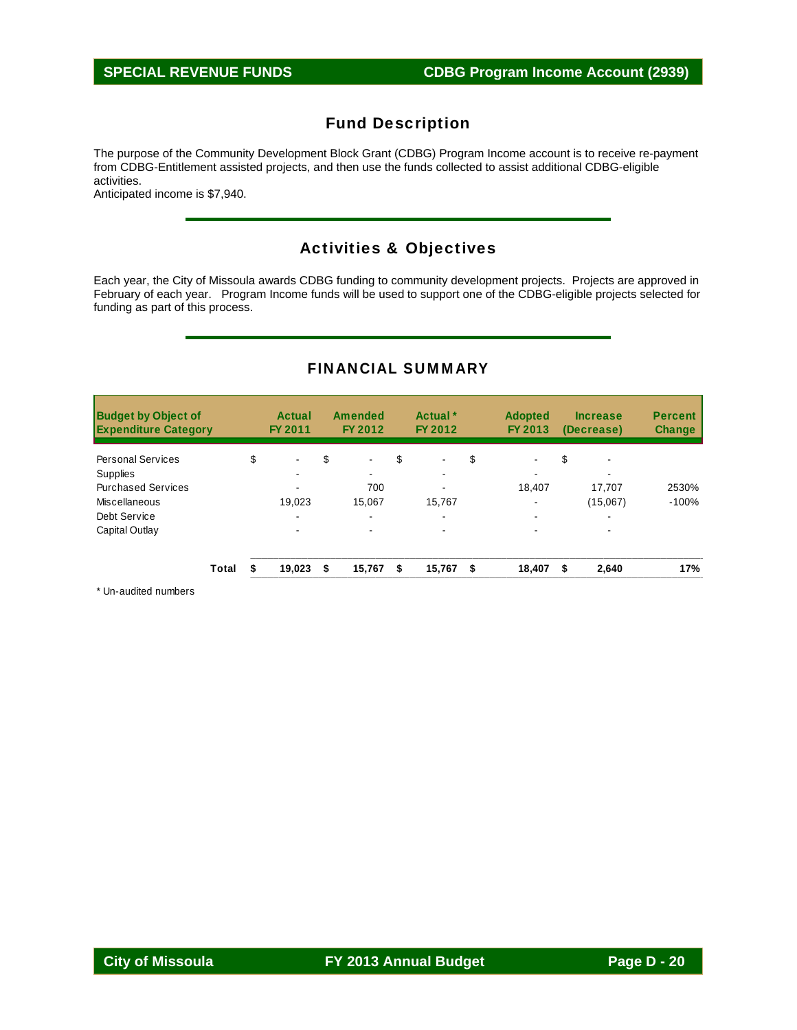## SPECIAL REVENUE FUNDS — CDBG Program Income Account (2939)

## Fund Description

The purpose of the Community Development Block Grant (CDBG) Program Income account is to receive re-payment from CDBG-Entitlement assisted projects, and then use the funds collected to assist additional CDBG-eligible activities.
Anticipated income is $7,940.

## Activities & Objectives

Each year, the City of Missoula awards CDBG funding to community development projects. Projects are approved in February of each year. Program Income funds will be used to support one of the CDBG-eligible projects selected for funding as part of this process.

## FINANCIAL SUMMARY

| Budget by Object of Expenditure Category | Actual FY 2011 | Amended FY 2012 | Actual * FY 2012 | Adopted FY 2013 | Increase (Decrease) | Percent Change |
|---|---|---|---|---|---|---|
| Personal Services | $ - | $ - | $ - | $ - | $ - | |
| Supplies | - | - | - | - | - | |
| Purchased Services | - | 700 | - | 18,407 | 17,707 | 2530% |
| Miscellaneous | 19,023 | 15,067 | 15,767 | - | (15,067) | -100% |
| Debt Service | - | - | - | - | - | |
| Capital Outlay | - | - | - | - | - | |
| **Total** | **$ 19,023** | **$ 15,767** | **$ 15,767** | **$ 18,407** | **$ 2,640** | **17%** |

\* Un-audited numbers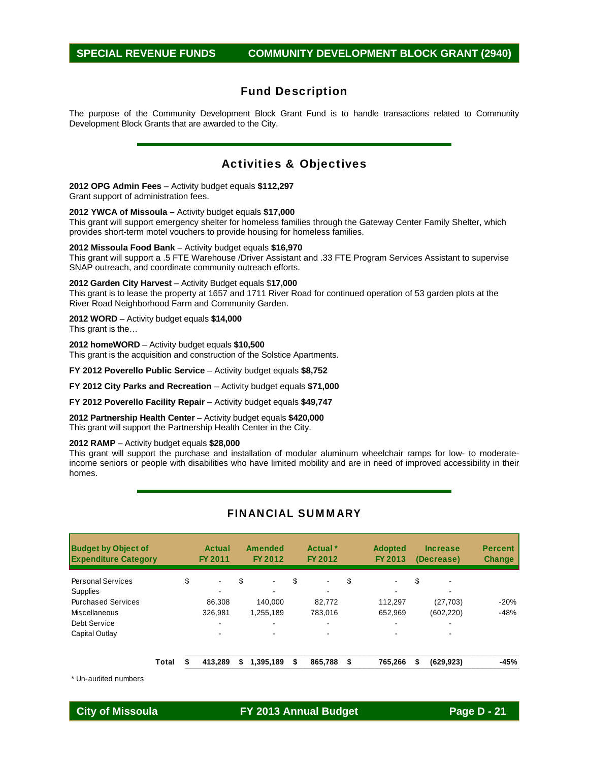# SPECIAL REVENUE FUNDS — COMMUNITY DEVELOPMENT BLOCK GRANT (2940)

## Fund Description

The purpose of the Community Development Block Grant Fund is to handle transactions related to Community Development Block Grants that are awarded to the City.

## Activities & Objectives

**2012 OPG Admin Fees** – Activity budget equals **$112,297**
Grant support of administration fees.

**2012 YWCA of Missoula –** Activity budget equals **$17,000**
This grant will support emergency shelter for homeless families through the Gateway Center Family Shelter, which provides short-term motel vouchers to provide housing for homeless families.

**2012 Missoula Food Bank** – Activity budget equals **$16,970**
This grant will support a .5 FTE Warehouse /Driver Assistant and .33 FTE Program Services Assistant to supervise SNAP outreach, and coordinate community outreach efforts.

**2012 Garden City Harvest** – Activity Budget equals $**17,000**
This grant is to lease the property at 1657 and 1711 River Road for continued operation of 53 garden plots at the River Road Neighborhood Farm and Community Garden.

**2012 WORD** – Activity budget equals **$14,000**
This grant is the…

**2012 homeWORD** – Activity budget equals **$10,500**
This grant is the acquisition and construction of the Solstice Apartments.

**FY 2012 Poverello Public Service** – Activity budget equals **$8,752**

**FY 2012 City Parks and Recreation** – Activity budget equals **$71,000**

**FY 2012 Poverello Facility Repair** – Activity budget equals **$49,747**

**2012 Partnership Health Center** – Activity budget equals **$420,000**
This grant will support the Partnership Health Center in the City.

**2012 RAMP** – Activity budget equals **$28,000**
This grant will support the purchase and installation of modular aluminum wheelchair ramps for low- to moderate-income seniors or people with disabilities who have limited mobility and are in need of improved accessibility in their homes.

## FINANCIAL SUMMARY

| Budget by Object of Expenditure Category | Actual FY 2011 | Amended FY 2012 | Actual * FY 2012 | Adopted FY 2013 | Increase (Decrease) | Percent Change |
|---|---|---|---|---|---|---|
| Personal Services | $ - | $ - | $ - | $ - | $ - | |
| Supplies | - | - | - | - | - | |
| Purchased Services | 86,308 | 140,000 | 82,772 | 112,297 | (27,703) | -20% |
| Miscellaneous | 326,981 | 1,255,189 | 783,016 | 652,969 | (602,220) | -48% |
| Debt Service | - | - | - | - | - | |
| Capital Outlay | - | - | - | - | - | |
| **Total** | **$ 413,289** | **$ 1,395,189** | **$ 865,788** | **$ 765,266** | **$ (629,923)** | **-45%** |

\* Un-audited numbers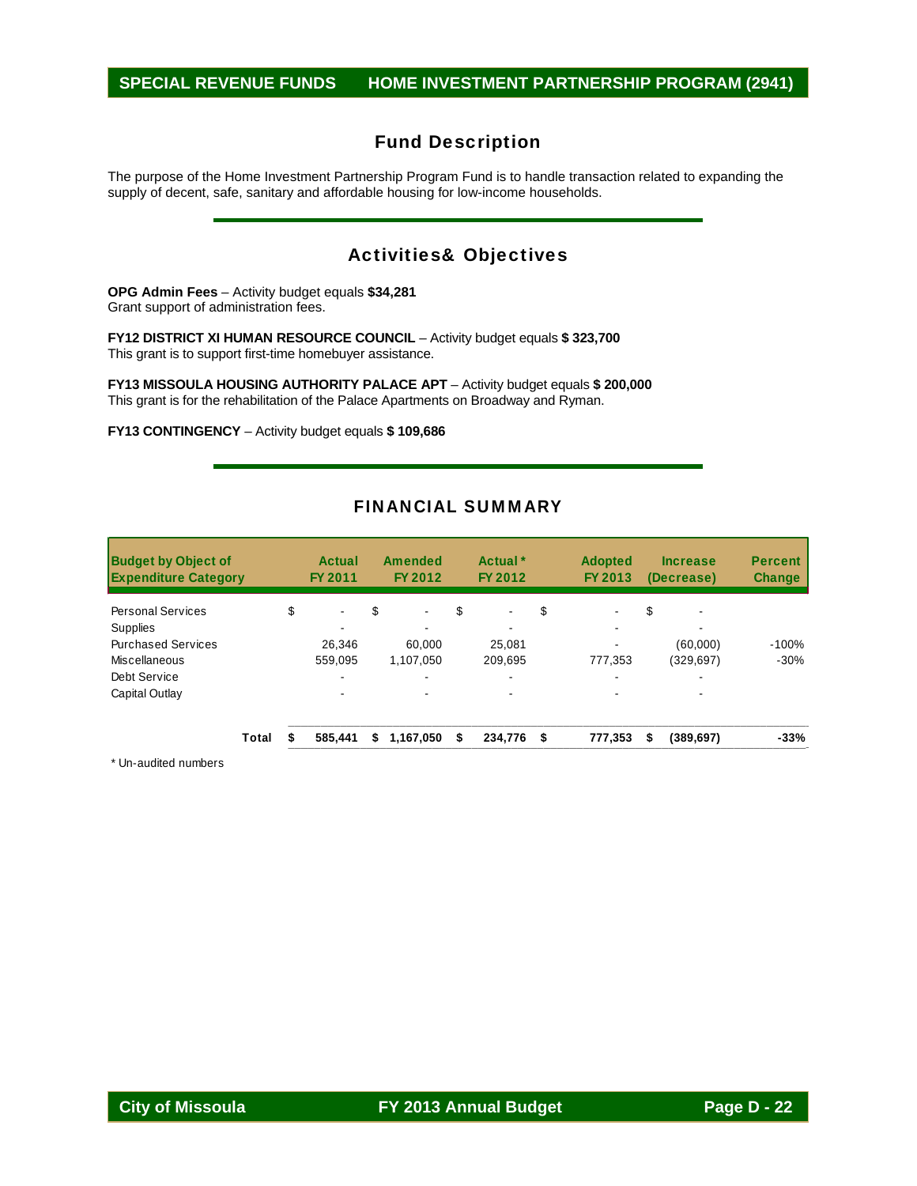# SPECIAL REVENUE FUNDS — HOME INVESTMENT PARTNERSHIP PROGRAM (2941)

## Fund Description

The purpose of the Home Investment Partnership Program Fund is to handle transaction related to expanding the supply of decent, safe, sanitary and affordable housing for low-income households.

## Activities& Objectives

**OPG Admin Fees** – Activity budget equals **$34,281**
Grant support of administration fees.

**FY12 DISTRICT XI HUMAN RESOURCE COUNCIL** – Activity budget equals **$ 323,700**
This grant is to support first-time homebuyer assistance.

**FY13 MISSOULA HOUSING AUTHORITY PALACE APT** – Activity budget equals **$ 200,000**
This grant is for the rehabilitation of the Palace Apartments on Broadway and Ryman.

**FY13 CONTINGENCY** – Activity budget equals **$ 109,686**

## FINANCIAL SUMMARY

| Budget by Object of Expenditure Category | Actual FY 2011 | Amended FY 2012 | Actual * FY 2012 | Adopted FY 2013 | Increase (Decrease) | Percent Change |
|---|---|---|---|---|---|---|
| Personal Services | $ - | $ - | $ - | $ - | $ - | |
| Supplies | - | - | - | - | - | |
| Purchased Services | 26,346 | 60,000 | 25,081 | - | (60,000) | -100% |
| Miscellaneous | 559,095 | 1,107,050 | 209,695 | 777,353 | (329,697) | -30% |
| Debt Service | - | - | - | - | - | |
| Capital Outlay | - | - | - | - | - | |
| **Total** | **$ 585,441** | **$ 1,167,050** | **$ 234,776** | **$ 777,353** | **$ (389,697)** | **-33%** |

\* Un-audited numbers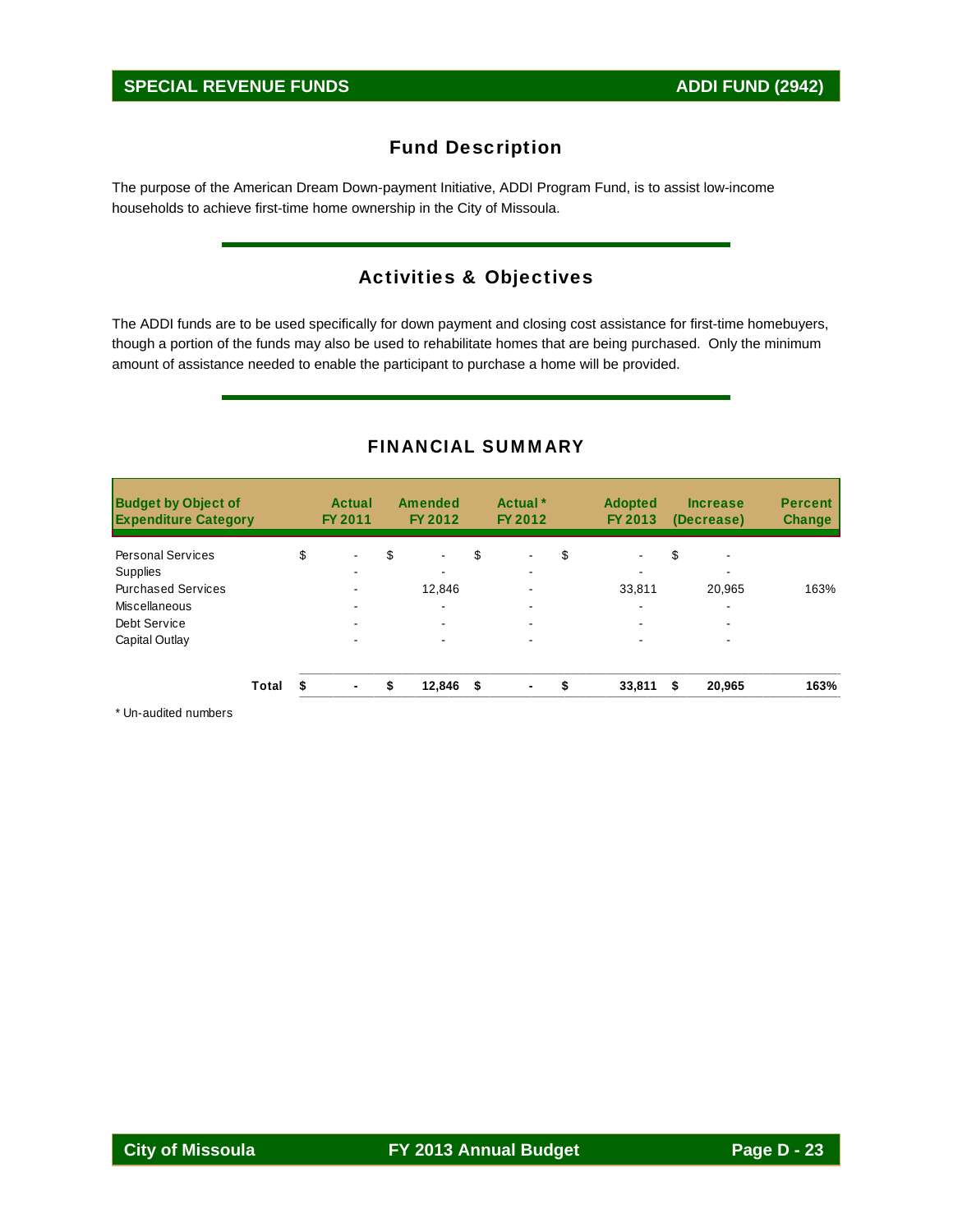## SPECIAL REVENUE FUNDS — ADDI FUND (2942)

### Fund Description

The purpose of the American Dream Down-payment Initiative, ADDI Program Fund, is to assist low-income households to achieve first-time home ownership in the City of Missoula.

### Activities & Objectives

The ADDI funds are to be used specifically for down payment and closing cost assistance for first-time homebuyers, though a portion of the funds may also be used to rehabilitate homes that are being purchased. Only the minimum amount of assistance needed to enable the participant to purchase a home will be provided.

### FINANCIAL SUMMARY

| Budget by Object of Expenditure Category | Actual FY 2011 | Amended FY 2012 | Actual * FY 2012 | Adopted FY 2013 | Increase (Decrease) | Percent Change |
|---|---|---|---|---|---|---|
| Personal Services | $ - | $ - | $ - | $ - | $ - | |
| Supplies | - | - | - | - | - | |
| Purchased Services | - | 12,846 | - | 33,811 | 20,965 | 163% |
| Miscellaneous | - | - | - | - | - | |
| Debt Service | - | - | - | - | - | |
| Capital Outlay | - | - | - | - | - | |
| **Total** | **$ -** | **$ 12,846** | **$ -** | **$ 33,811** | **$ 20,965** | **163%** |

\* Un-audited numbers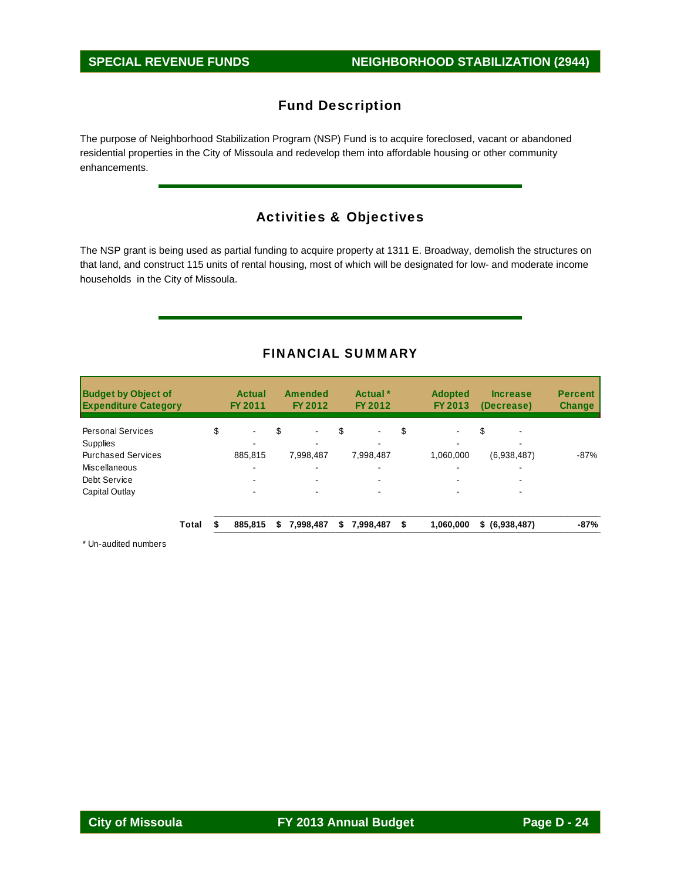## Fund Description

The purpose of Neighborhood Stabilization Program (NSP) Fund is to acquire foreclosed, vacant or abandoned residential properties in the City of Missoula and redevelop them into affordable housing or other community enhancements.

## Activities & Objectives

The NSP grant is being used as partial funding to acquire property at 1311 E. Broadway, demolish the structures on that land, and construct 115 units of rental housing, most of which will be designated for low- and moderate income households in the City of Missoula.

## FINANCIAL SUMMARY

| Budget by Object of Expenditure Category | Actual FY 2011 | Amended FY 2012 | Actual * FY 2012 | Adopted FY 2013 | Increase (Decrease) | Percent Change |
|---|---|---|---|---|---|---|
| Personal Services | $ - | $ - | $ - | $ - | $ - | |
| Supplies | - | - | - | - | - | |
| Purchased Services | 885,815 | 7,998,487 | 7,998,487 | 1,060,000 | (6,938,487) | -87% |
| Miscellaneous | - | - | - | - | - | |
| Debt Service | - | - | - | - | - | |
| Capital Outlay | - | - | - | - | - | |
| **Total** | **$ 885,815** | **$ 7,998,487** | **$ 7,998,487** | **$ 1,060,000** | **$ (6,938,487)** | **-87%** |

\* Un-audited numbers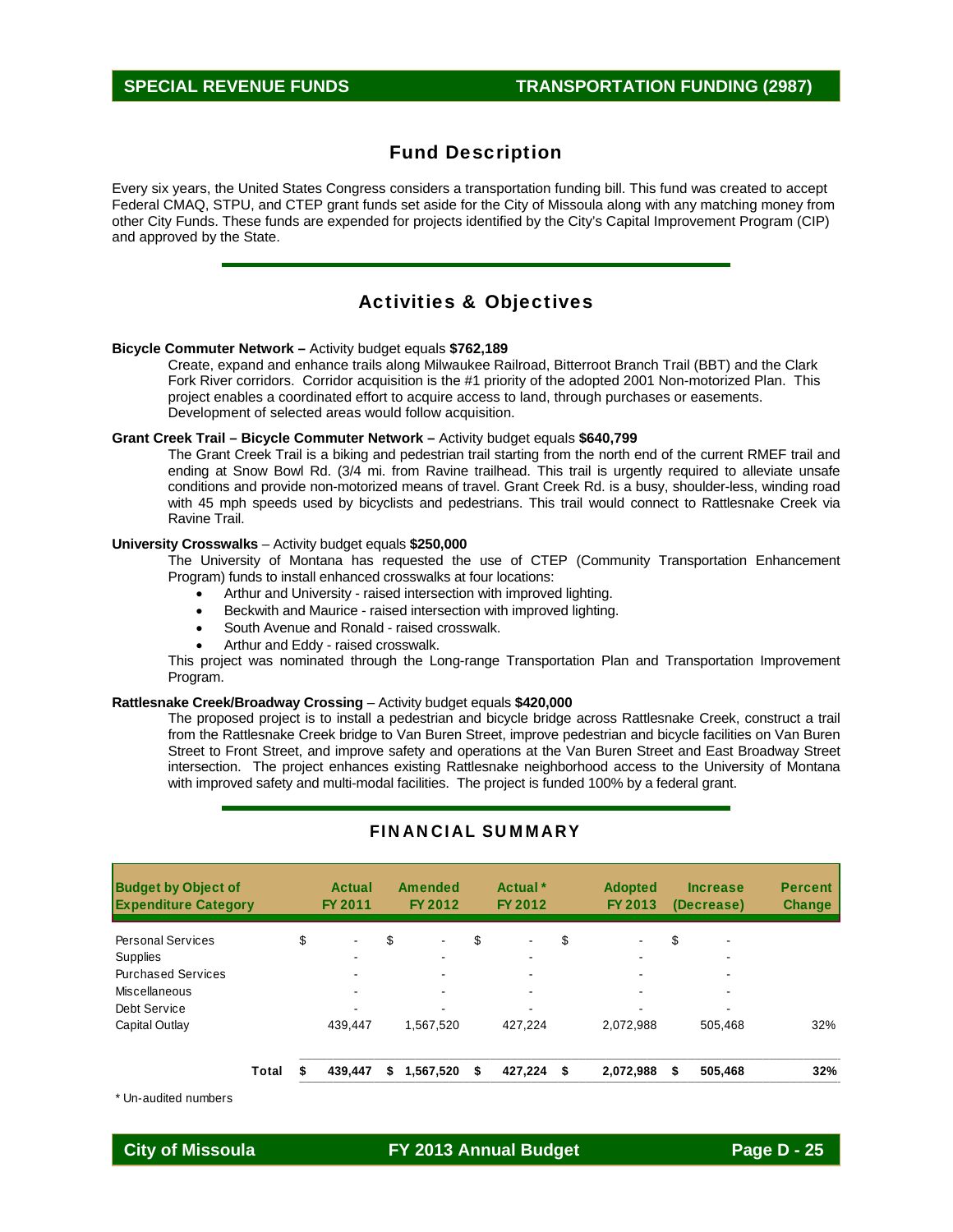SPECIAL REVENUE FUNDS | TRANSPORTATION FUNDING (2987)

## Fund Description

Every six years, the United States Congress considers a transportation funding bill. This fund was created to accept Federal CMAQ, STPU, and CTEP grant funds set aside for the City of Missoula along with any matching money from other City Funds. These funds are expended for projects identified by the City's Capital Improvement Program (CIP) and approved by the State.

## Activities & Objectives

**Bicycle Commuter Network –** Activity budget equals **$762,189**

Create, expand and enhance trails along Milwaukee Railroad, Bitterroot Branch Trail (BBT) and the Clark Fork River corridors. Corridor acquisition is the #1 priority of the adopted 2001 Non-motorized Plan. This project enables a coordinated effort to acquire access to land, through purchases or easements. Development of selected areas would follow acquisition.

**Grant Creek Trail – Bicycle Commuter Network –** Activity budget equals **$640,799**

The Grant Creek Trail is a biking and pedestrian trail starting from the north end of the current RMEF trail and ending at Snow Bowl Rd. (3/4 mi. from Ravine trailhead. This trail is urgently required to alleviate unsafe conditions and provide non-motorized means of travel. Grant Creek Rd. is a busy, shoulder-less, winding road with 45 mph speeds used by bicyclists and pedestrians. This trail would connect to Rattlesnake Creek via Ravine Trail.

**University Crosswalks** – Activity budget equals **$250,000**

The University of Montana has requested the use of CTEP (Community Transportation Enhancement Program) funds to install enhanced crosswalks at four locations:

- Arthur and University - raised intersection with improved lighting.
- Beckwith and Maurice - raised intersection with improved lighting.
- South Avenue and Ronald - raised crosswalk.
- Arthur and Eddy - raised crosswalk.

This project was nominated through the Long-range Transportation Plan and Transportation Improvement Program.

**Rattlesnake Creek/Broadway Crossing** – Activity budget equals **$420,000**

The proposed project is to install a pedestrian and bicycle bridge across Rattlesnake Creek, construct a trail from the Rattlesnake Creek bridge to Van Buren Street, improve pedestrian and bicycle facilities on Van Buren Street to Front Street, and improve safety and operations at the Van Buren Street and East Broadway Street intersection. The project enhances existing Rattlesnake neighborhood access to the University of Montana with improved safety and multi-modal facilities. The project is funded 100% by a federal grant.

## FINANCIAL SUMMARY

| Budget by Object of Expenditure Category | Actual FY 2011 | Amended FY 2012 | Actual * FY 2012 | Adopted FY 2013 | Increase (Decrease) | Percent Change |
|---|---|---|---|---|---|---|
| Personal Services | $ - | $ - | $ - | $ - | $ - | |
| Supplies | - | - | - | - | - | |
| Purchased Services | - | - | - | - | - | |
| Miscellaneous | - | - | - | - | - | |
| Debt Service | - | - | - | - | - | |
| Capital Outlay | 439,447 | 1,567,520 | 427,224 | 2,072,988 | 505,468 | 32% |
| **Total** | **$ 439,447** | **$ 1,567,520** | **$ 427,224** | **$ 2,072,988** | **$ 505,468** | **32%** |

\* Un-audited numbers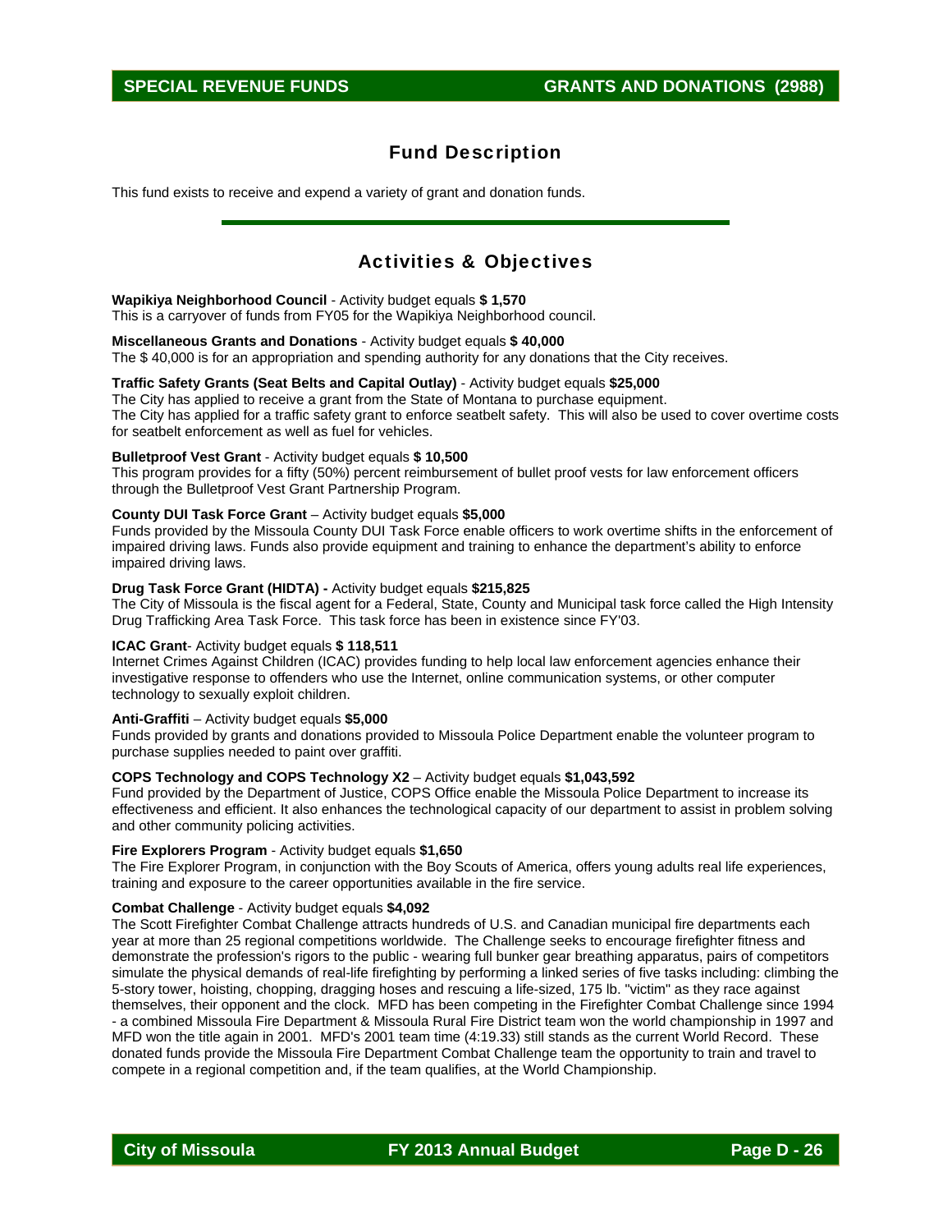## Fund Description

This fund exists to receive and expend a variety of grant and donation funds.

## Activities & Objectives

**Wapikiya Neighborhood Council** - Activity budget equals **$ 1,570**
This is a carryover of funds from FY05 for the Wapikiya Neighborhood council.

**Miscellaneous Grants and Donations** - Activity budget equals **$ 40,000**
The $ 40,000 is for an appropriation and spending authority for any donations that the City receives.

**Traffic Safety Grants (Seat Belts and Capital Outlay)** - Activity budget equals **$25,000**
The City has applied to receive a grant from the State of Montana to purchase equipment.
The City has applied for a traffic safety grant to enforce seatbelt safety. This will also be used to cover overtime costs for seatbelt enforcement as well as fuel for vehicles.

**Bulletproof Vest Grant** - Activity budget equals **$ 10,500**
This program provides for a fifty (50%) percent reimbursement of bullet proof vests for law enforcement officers through the Bulletproof Vest Grant Partnership Program.

**County DUI Task Force Grant** – Activity budget equals **$5,000**
Funds provided by the Missoula County DUI Task Force enable officers to work overtime shifts in the enforcement of impaired driving laws. Funds also provide equipment and training to enhance the department's ability to enforce impaired driving laws.

**Drug Task Force Grant (HIDTA) -** Activity budget equals **$215,825**
The City of Missoula is the fiscal agent for a Federal, State, County and Municipal task force called the High Intensity Drug Trafficking Area Task Force. This task force has been in existence since FY'03.

**ICAC Grant**- Activity budget equals **$ 118,511**
Internet Crimes Against Children (ICAC) provides funding to help local law enforcement agencies enhance their investigative response to offenders who use the Internet, online communication systems, or other computer technology to sexually exploit children.

**Anti-Graffiti** – Activity budget equals **$5,000**
Funds provided by grants and donations provided to Missoula Police Department enable the volunteer program to purchase supplies needed to paint over graffiti.

**COPS Technology and COPS Technology X2** – Activity budget equals **$1,043,592**
Fund provided by the Department of Justice, COPS Office enable the Missoula Police Department to increase its effectiveness and efficient. It also enhances the technological capacity of our department to assist in problem solving and other community policing activities.

**Fire Explorers Program** - Activity budget equals **$1,650**
The Fire Explorer Program, in conjunction with the Boy Scouts of America, offers young adults real life experiences, training and exposure to the career opportunities available in the fire service.

**Combat Challenge** - Activity budget equals **$4,092**
The Scott Firefighter Combat Challenge attracts hundreds of U.S. and Canadian municipal fire departments each year at more than 25 regional competitions worldwide. The Challenge seeks to encourage firefighter fitness and demonstrate the profession's rigors to the public - wearing full bunker gear breathing apparatus, pairs of competitors simulate the physical demands of real-life firefighting by performing a linked series of five tasks including: climbing the 5-story tower, hoisting, chopping, dragging hoses and rescuing a life-sized, 175 lb. "victim" as they race against themselves, their opponent and the clock. MFD has been competing in the Firefighter Combat Challenge since 1994 - a combined Missoula Fire Department & Missoula Rural Fire District team won the world championship in 1997 and MFD won the title again in 2001. MFD's 2001 team time (4:19.33) still stands as the current World Record. These donated funds provide the Missoula Fire Department Combat Challenge team the opportunity to train and travel to compete in a regional competition and, if the team qualifies, at the World Championship.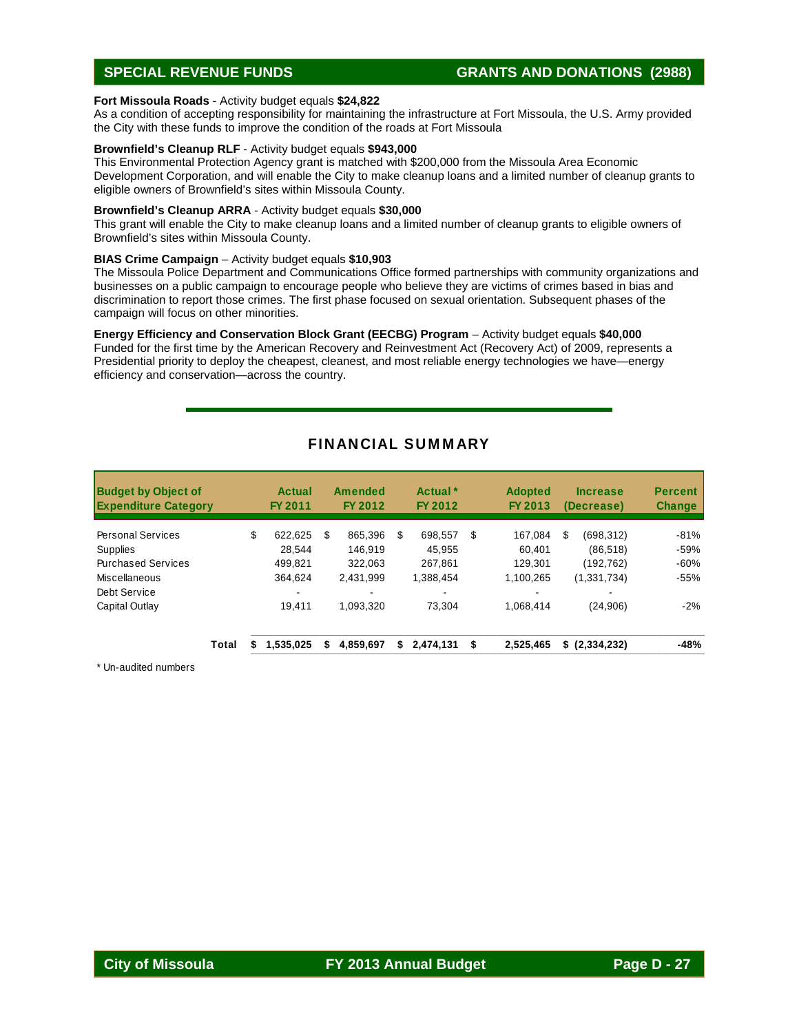## SPECIAL REVENUE FUNDS — GRANTS AND DONATIONS (2988)

**Fort Missoula Roads** - Activity budget equals **$24,822**
As a condition of accepting responsibility for maintaining the infrastructure at Fort Missoula, the U.S. Army provided the City with these funds to improve the condition of the roads at Fort Missoula

**Brownfield's Cleanup RLF** - Activity budget equals **$943,000**
This Environmental Protection Agency grant is matched with $200,000 from the Missoula Area Economic Development Corporation, and will enable the City to make cleanup loans and a limited number of cleanup grants to eligible owners of Brownfield's sites within Missoula County.

**Brownfield's Cleanup ARRA** - Activity budget equals **$30,000**
This grant will enable the City to make cleanup loans and a limited number of cleanup grants to eligible owners of Brownfield's sites within Missoula County.

**BIAS Crime Campaign** – Activity budget equals **$10,903**
The Missoula Police Department and Communications Office formed partnerships with community organizations and businesses on a public campaign to encourage people who believe they are victims of crimes based in bias and discrimination to report those crimes. The first phase focused on sexual orientation. Subsequent phases of the campaign will focus on other minorities.

**Energy Efficiency and Conservation Block Grant (EECBG) Program** – Activity budget equals **$40,000**
Funded for the first time by the American Recovery and Reinvestment Act (Recovery Act) of 2009, represents a Presidential priority to deploy the cheapest, cleanest, and most reliable energy technologies we have—energy efficiency and conservation—across the country.

## FINANCIAL SUMMARY

| Budget by Object of Expenditure Category | Actual FY 2011 | Amended FY 2012 | Actual * FY 2012 | Adopted FY 2013 | Increase (Decrease) | Percent Change |
|---|---|---|---|---|---|---|
| Personal Services | $ 622,625 | $ 865,396 | $ 698,557 | $ 167,084 | $ (698,312) | -81% |
| Supplies | 28,544 | 146,919 | 45,955 | 60,401 | (86,518) | -59% |
| Purchased Services | 499,821 | 322,063 | 267,861 | 129,301 | (192,762) | -60% |
| Miscellaneous | 364,624 | 2,431,999 | 1,388,454 | 1,100,265 | (1,331,734) | -55% |
| Debt Service | - | - | - | - | - | |
| Capital Outlay | 19,411 | 1,093,320 | 73,304 | 1,068,414 | (24,906) | -2% |
| **Total** | **$ 1,535,025** | **$ 4,859,697** | **$ 2,474,131** | **$ 2,525,465** | **$ (2,334,232)** | **-48%** |

\* Un-audited numbers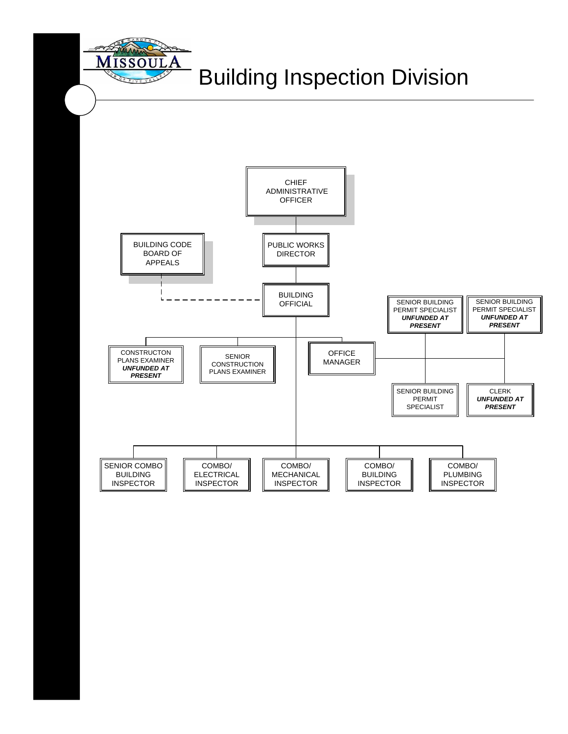# Building Inspection Division

- CHIEF ADMINISTRATIVE OFFICER
  - PUBLIC WORKS DIRECTOR
    - BUILDING OFFICIAL
      - BUILDING CODE BOARD OF APPEALS (dashed line)
      - CONSTRUCTON PLANS EXAMINER ***UNFUNDED AT PRESENT***
      - SENIOR CONSTRUCTION PLANS EXAMINER
      - OFFICE MANAGER
        - SENIOR BUILDING PERMIT SPECIALIST ***UNFUNDED AT PRESENT***
        - SENIOR BUILDING PERMIT SPECIALIST ***UNFUNDED AT PRESENT***
        - SENIOR BUILDING PERMIT SPECIALIST
        - CLERK ***UNFUNDED AT PRESENT***
      - SENIOR COMBO BUILDING INSPECTOR
      - COMBO/ ELECTRICAL INSPECTOR
      - COMBO/ MECHANICAL INSPECTOR
      - COMBO/ BUILDING INSPECTOR
      - COMBO/ PLUMBING INSPECTOR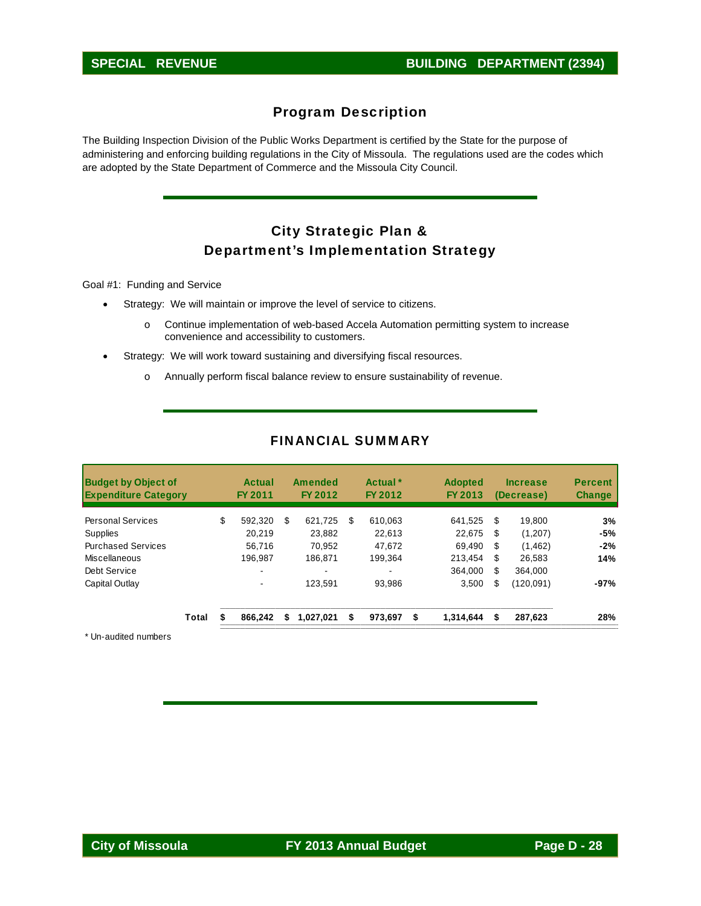## SPECIAL REVENUE — BUILDING DEPARTMENT (2394)

### Program Description

The Building Inspection Division of the Public Works Department is certified by the State for the purpose of administering and enforcing building regulations in the City of Missoula. The regulations used are the codes which are adopted by the State Department of Commerce and the Missoula City Council.

### City Strategic Plan & Department's Implementation Strategy

Goal #1: Funding and Service

- Strategy: We will maintain or improve the level of service to citizens.
  - Continue implementation of web-based Accela Automation permitting system to increase convenience and accessibility to customers.
- Strategy: We will work toward sustaining and diversifying fiscal resources.
  - Annually perform fiscal balance review to ensure sustainability of revenue.

### FINANCIAL SUMMARY

| Budget by Object of Expenditure Category | Actual FY 2011 | Amended FY 2012 | Actual * FY 2012 | Adopted FY 2013 | Increase (Decrease) | Percent Change |
|---|---|---|---|---|---|---|
| Personal Services | $ 592,320 | $ 621,725 | $ 610,063 | 641,525 | $ 19,800 | **3%** |
| Supplies | 20,219 | 23,882 | 22,613 | 22,675 | $ (1,207) | **-5%** |
| Purchased Services | 56,716 | 70,952 | 47,672 | 69,490 | $ (1,462) | **-2%** |
| Miscellaneous | 196,987 | 186,871 | 199,364 | 213,454 | $ 26,583 | **14%** |
| Debt Service | - | - | - | 364,000 | $ 364,000 | |
| Capital Outlay | - | 123,591 | 93,986 | 3,500 | $ (120,091) | **-97%** |
| **Total** | **$ 866,242** | **$ 1,027,021** | **$ 973,697** | **$ 1,314,644** | **$ 287,623** | **28%** |

\* Un-audited numbers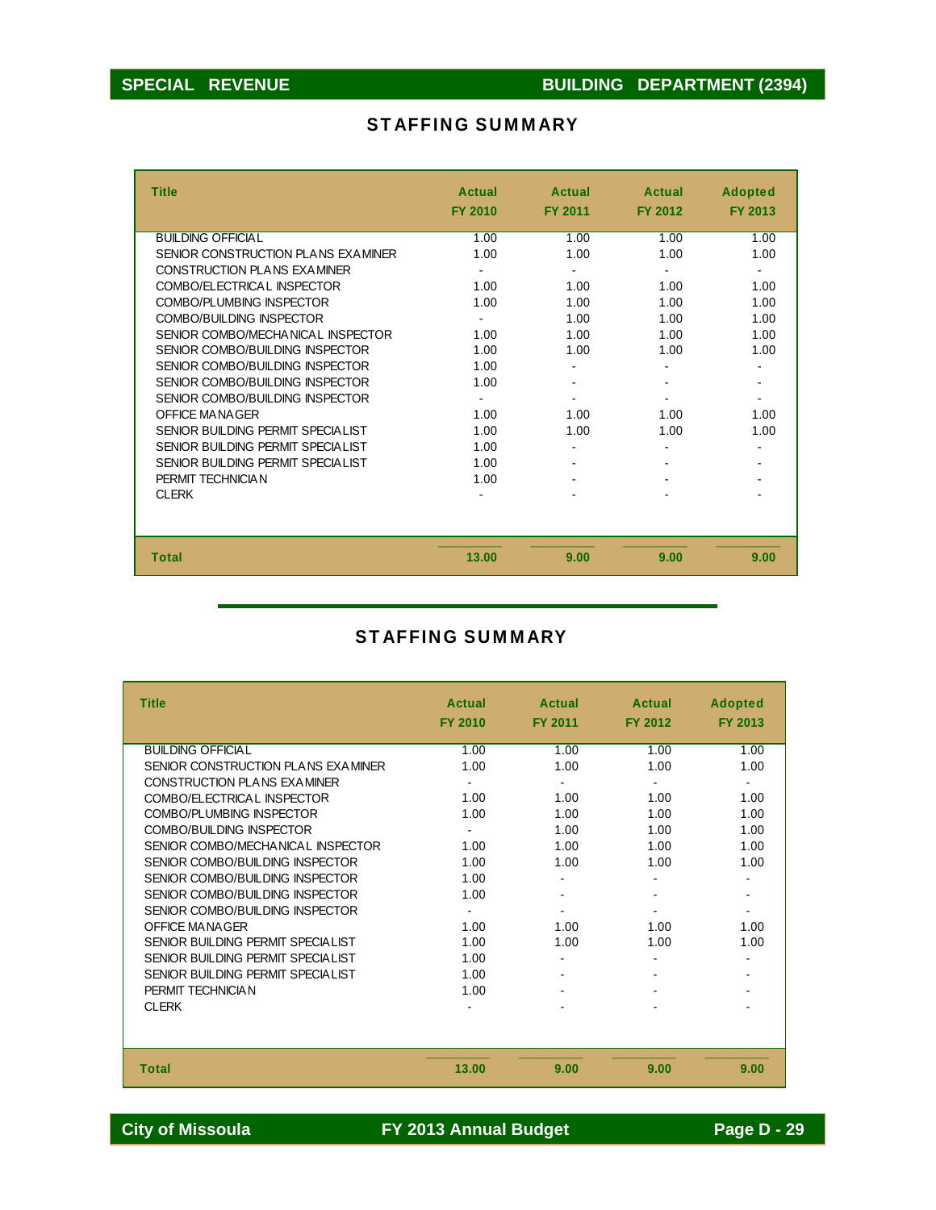## SPECIAL REVENUE — BUILDING DEPARTMENT (2394)

### STAFFING SUMMARY

| Title | Actual FY 2010 | Actual FY 2011 | Actual FY 2012 | Adopted FY 2013 |
|---|---|---|---|---|
| BUILDING OFFICIAL | 1.00 | 1.00 | 1.00 | 1.00 |
| SENIOR CONSTRUCTION PLANS EXAMINER | 1.00 | 1.00 | 1.00 | 1.00 |
| CONSTRUCTION PLANS EXAMINER | - | - | - | - |
| COMBO/ELECTRICAL INSPECTOR | 1.00 | 1.00 | 1.00 | 1.00 |
| COMBO/PLUMBING INSPECTOR | 1.00 | 1.00 | 1.00 | 1.00 |
| COMBO/BUILDING INSPECTOR | - | 1.00 | 1.00 | 1.00 |
| SENIOR COMBO/MECHANICAL INSPECTOR | 1.00 | 1.00 | 1.00 | 1.00 |
| SENIOR COMBO/BUILDING INSPECTOR | 1.00 | 1.00 | 1.00 | 1.00 |
| SENIOR COMBO/BUILDING INSPECTOR | 1.00 | - | - | - |
| SENIOR COMBO/BUILDING INSPECTOR | 1.00 | - | - | - |
| SENIOR COMBO/BUILDING INSPECTOR | - | - | - | - |
| OFFICE MANAGER | 1.00 | 1.00 | 1.00 | 1.00 |
| SENIOR BUILDING PERMIT SPECIALIST | 1.00 | 1.00 | 1.00 | 1.00 |
| SENIOR BUILDING PERMIT SPECIALIST | 1.00 | - | - | - |
| SENIOR BUILDING PERMIT SPECIALIST | 1.00 | - | - | - |
| PERMIT TECHNICIAN | 1.00 | - | - | - |
| CLERK | - | - | - | - |
| **Total** | **13.00** | **9.00** | **9.00** | **9.00** |

### STAFFING SUMMARY

| Title | Actual FY 2010 | Actual FY 2011 | Actual FY 2012 | Adopted FY 2013 |
|---|---|---|---|---|
| BUILDING OFFICIAL | 1.00 | 1.00 | 1.00 | 1.00 |
| SENIOR CONSTRUCTION PLANS EXAMINER | 1.00 | 1.00 | 1.00 | 1.00 |
| CONSTRUCTION PLANS EXAMINER | - | - | - | - |
| COMBO/ELECTRICAL INSPECTOR | 1.00 | 1.00 | 1.00 | 1.00 |
| COMBO/PLUMBING INSPECTOR | 1.00 | 1.00 | 1.00 | 1.00 |
| COMBO/BUILDING INSPECTOR | - | 1.00 | 1.00 | 1.00 |
| SENIOR COMBO/MECHANICAL INSPECTOR | 1.00 | 1.00 | 1.00 | 1.00 |
| SENIOR COMBO/BUILDING INSPECTOR | 1.00 | 1.00 | 1.00 | 1.00 |
| SENIOR COMBO/BUILDING INSPECTOR | 1.00 | - | - | - |
| SENIOR COMBO/BUILDING INSPECTOR | 1.00 | - | - | - |
| SENIOR COMBO/BUILDING INSPECTOR | - | - | - | - |
| OFFICE MANAGER | 1.00 | 1.00 | 1.00 | 1.00 |
| SENIOR BUILDING PERMIT SPECIALIST | 1.00 | 1.00 | 1.00 | 1.00 |
| SENIOR BUILDING PERMIT SPECIALIST | 1.00 | - | - | - |
| SENIOR BUILDING PERMIT SPECIALIST | 1.00 | - | - | - |
| PERMIT TECHNICIAN | 1.00 | - | - | - |
| CLERK | - | - | - | - |
| **Total** | **13.00** | **9.00** | **9.00** | **9.00** |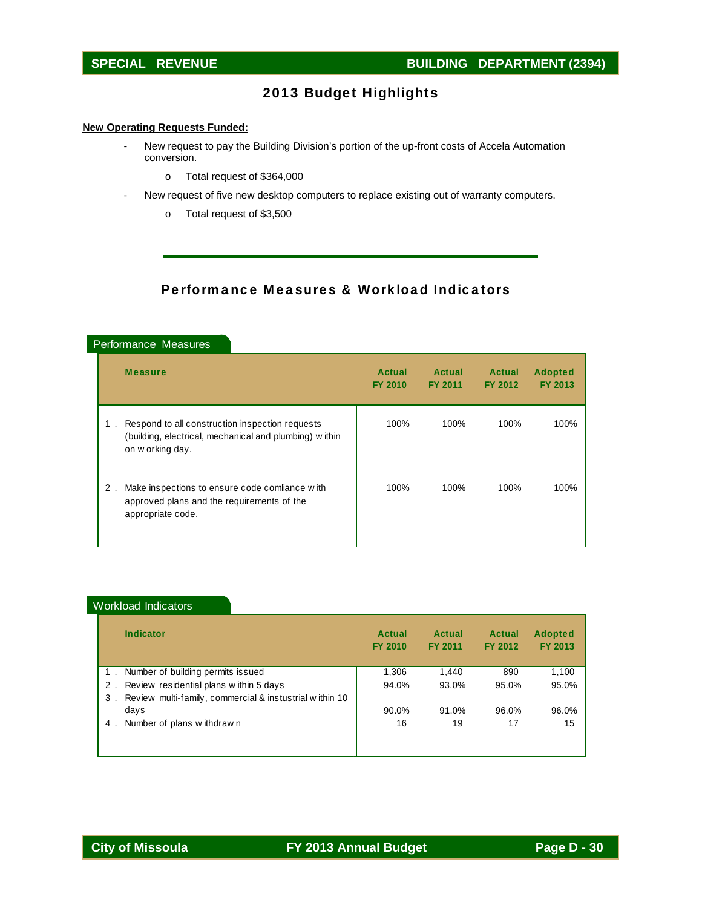**SPECIAL REVENUE** — **BUILDING DEPARTMENT (2394)**

## 2013 Budget Highlights

**New Operating Requests Funded:**

- New request to pay the Building Division's portion of the up-front costs of Accela Automation conversion.
  - Total request of $364,000
- New request of five new desktop computers to replace existing out of warranty computers.
  - Total request of $3,500

## Performance Measures & Workload Indicators

### Performance Measures

| Measure | Actual FY 2010 | Actual FY 2011 | Actual FY 2012 | Adopted FY 2013 |
|---|---|---|---|---|
| 1 . Respond to all construction inspection requests (building, electrical, mechanical and plumbing) w ithin on w orking day. | 100% | 100% | 100% | 100% |
| 2 . Make inspections to ensure code comliance w ith approved plans and the requirements of the appropriate code. | 100% | 100% | 100% | 100% |

### Workload Indicators

| Indicator | Actual FY 2010 | Actual FY 2011 | Actual FY 2012 | Adopted FY 2013 |
|---|---|---|---|---|
| 1 . Number of building permits issued | 1,306 | 1,440 | 890 | 1,100 |
| 2 . Review residential plans w ithin 5 days | 94.0% | 93.0% | 95.0% | 95.0% |
| 3 . Review multi-family, commercial & instustrial w ithin 10 days | 90.0% | 91.0% | 96.0% | 96.0% |
| 4 . Number of plans w ithdraw n | 16 | 19 | 17 | 15 |